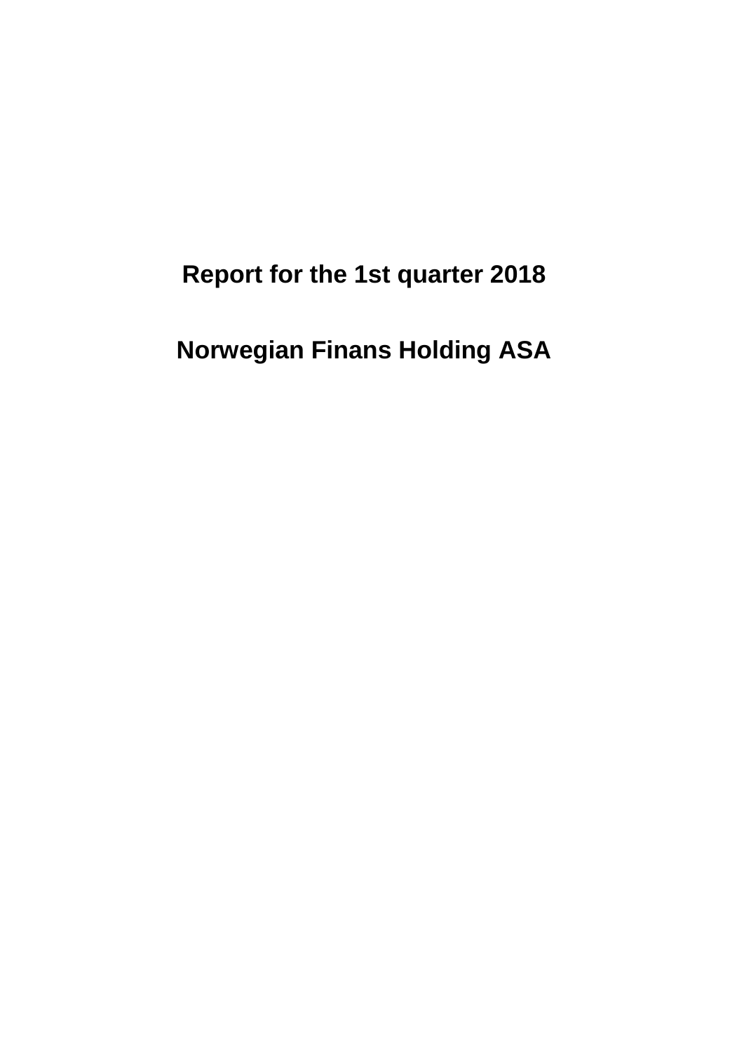# Report for the 1st quarter 2018

# Norwegian Finans Holding ASA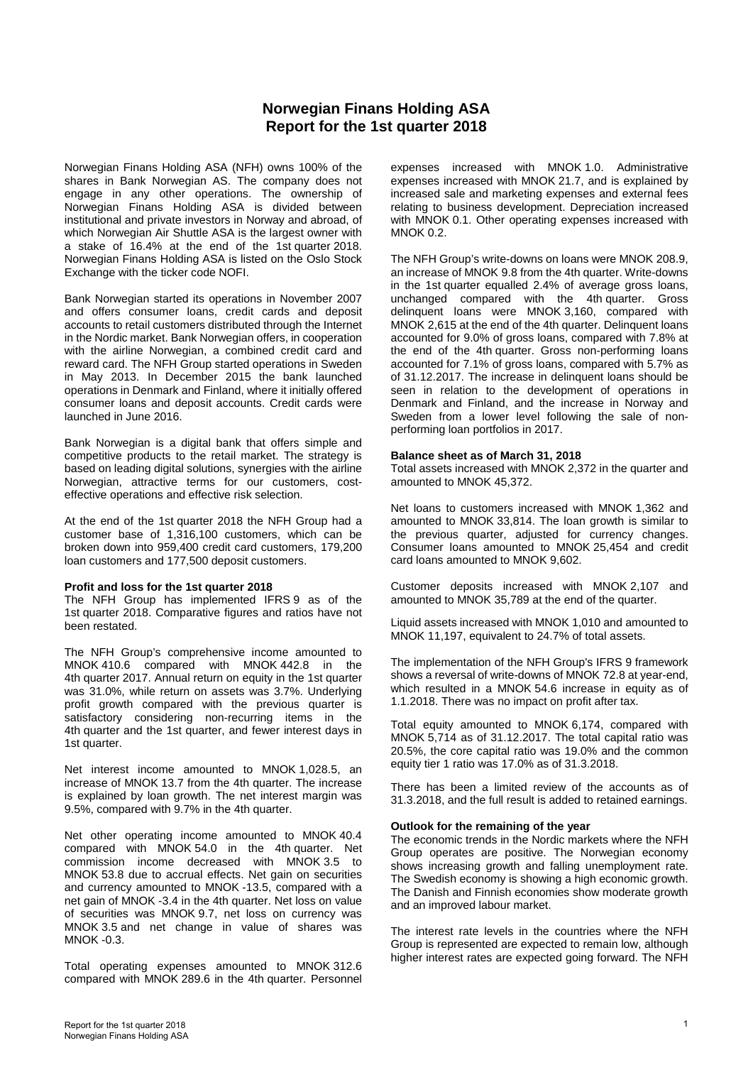# Norwegian Finans Holding ASA
# Report for the 1st quarter 2018

Norwegian Finans Holding ASA (NFH) owns 100% of the shares in Bank Norwegian AS. The company does not engage in any other operations. The ownership of Norwegian Finans Holding ASA is divided between institutional and private investors in Norway and abroad, of which Norwegian Air Shuttle ASA is the largest owner with a stake of 16.4% at the end of the 1st quarter 2018. Norwegian Finans Holding ASA is listed on the Oslo Stock Exchange with the ticker code NOFI.

Bank Norwegian started its operations in November 2007 and offers consumer loans, credit cards and deposit accounts to retail customers distributed through the Internet in the Nordic market. Bank Norwegian offers, in cooperation with the airline Norwegian, a combined credit card and reward card. The NFH Group started operations in Sweden in May 2013. In December 2015 the bank launched operations in Denmark and Finland, where it initially offered consumer loans and deposit accounts. Credit cards were launched in June 2016.

Bank Norwegian is a digital bank that offers simple and competitive products to the retail market. The strategy is based on leading digital solutions, synergies with the airline Norwegian, attractive terms for our customers, cost-effective operations and effective risk selection.

At the end of the 1st quarter 2018 the NFH Group had a customer base of 1,316,100 customers, which can be broken down into 959,400 credit card customers, 179,200 loan customers and 177,500 deposit customers.

**Profit and loss for the 1st quarter 2018**

The NFH Group has implemented IFRS 9 as of the 1st quarter 2018. Comparative figures and ratios have not been restated.

The NFH Group's comprehensive income amounted to MNOK 410.6 compared with MNOK 442.8 in the 4th quarter 2017. Annual return on equity in the 1st quarter was 31.0%, while return on assets was 3.7%. Underlying profit growth compared with the previous quarter is satisfactory considering non-recurring items in the 4th quarter and the 1st quarter, and fewer interest days in 1st quarter.

Net interest income amounted to MNOK 1,028.5, an increase of MNOK 13.7 from the 4th quarter. The increase is explained by loan growth. The net interest margin was 9.5%, compared with 9.7% in the 4th quarter.

Net other operating income amounted to MNOK 40.4 compared with MNOK 54.0 in the 4th quarter. Net commission income decreased with MNOK 3.5 to MNOK 53.8 due to accrual effects. Net gain on securities and currency amounted to MNOK -13.5, compared with a net gain of MNOK -3.4 in the 4th quarter. Net loss on value of securities was MNOK 9.7, net loss on currency was MNOK 3.5 and net change in value of shares was MNOK -0.3.

Total operating expenses amounted to MNOK 312.6 compared with MNOK 289.6 in the 4th quarter. Personnel expenses increased with MNOK 1.0. Administrative expenses increased with MNOK 21.7, and is explained by increased sale and marketing expenses and external fees relating to business development. Depreciation increased with MNOK 0.1. Other operating expenses increased with MNOK 0.2.

The NFH Group's write-downs on loans were MNOK 208.9, an increase of MNOK 9.8 from the 4th quarter. Write-downs in the 1st quarter equalled 2.4% of average gross loans, unchanged compared with the 4th quarter. Gross delinquent loans were MNOK 3,160, compared with MNOK 2,615 at the end of the 4th quarter. Delinquent loans accounted for 9.0% of gross loans, compared with 7.8% at the end of the 4th quarter. Gross non-performing loans accounted for 7.1% of gross loans, compared with 5.7% as of 31.12.2017. The increase in delinquent loans should be seen in relation to the development of operations in Denmark and Finland, and the increase in Norway and Sweden from a lower level following the sale of non-performing loan portfolios in 2017.

**Balance sheet as of March 31, 2018**

Total assets increased with MNOK 2,372 in the quarter and amounted to MNOK 45,372.

Net loans to customers increased with MNOK 1,362 and amounted to MNOK 33,814. The loan growth is similar to the previous quarter, adjusted for currency changes. Consumer loans amounted to MNOK 25,454 and credit card loans amounted to MNOK 9,602.

Customer deposits increased with MNOK 2,107 and amounted to MNOK 35,789 at the end of the quarter.

Liquid assets increased with MNOK 1,010 and amounted to MNOK 11,197, equivalent to 24.7% of total assets.

The implementation of the NFH Group's IFRS 9 framework shows a reversal of write-downs of MNOK 72.8 at year-end, which resulted in a MNOK 54.6 increase in equity as of 1.1.2018. There was no impact on profit after tax.

Total equity amounted to MNOK 6,174, compared with MNOK 5,714 as of 31.12.2017. The total capital ratio was 20.5%, the core capital ratio was 19.0% and the common equity tier 1 ratio was 17.0% as of 31.3.2018.

There has been a limited review of the accounts as of 31.3.2018, and the full result is added to retained earnings.

**Outlook for the remaining of the year**

The economic trends in the Nordic markets where the NFH Group operates are positive. The Norwegian economy shows increasing growth and falling unemployment rate. The Swedish economy is showing a high economic growth. The Danish and Finnish economies show moderate growth and an improved labour market.

The interest rate levels in the countries where the NFH Group is represented are expected to remain low, although higher interest rates are expected going forward. The NFH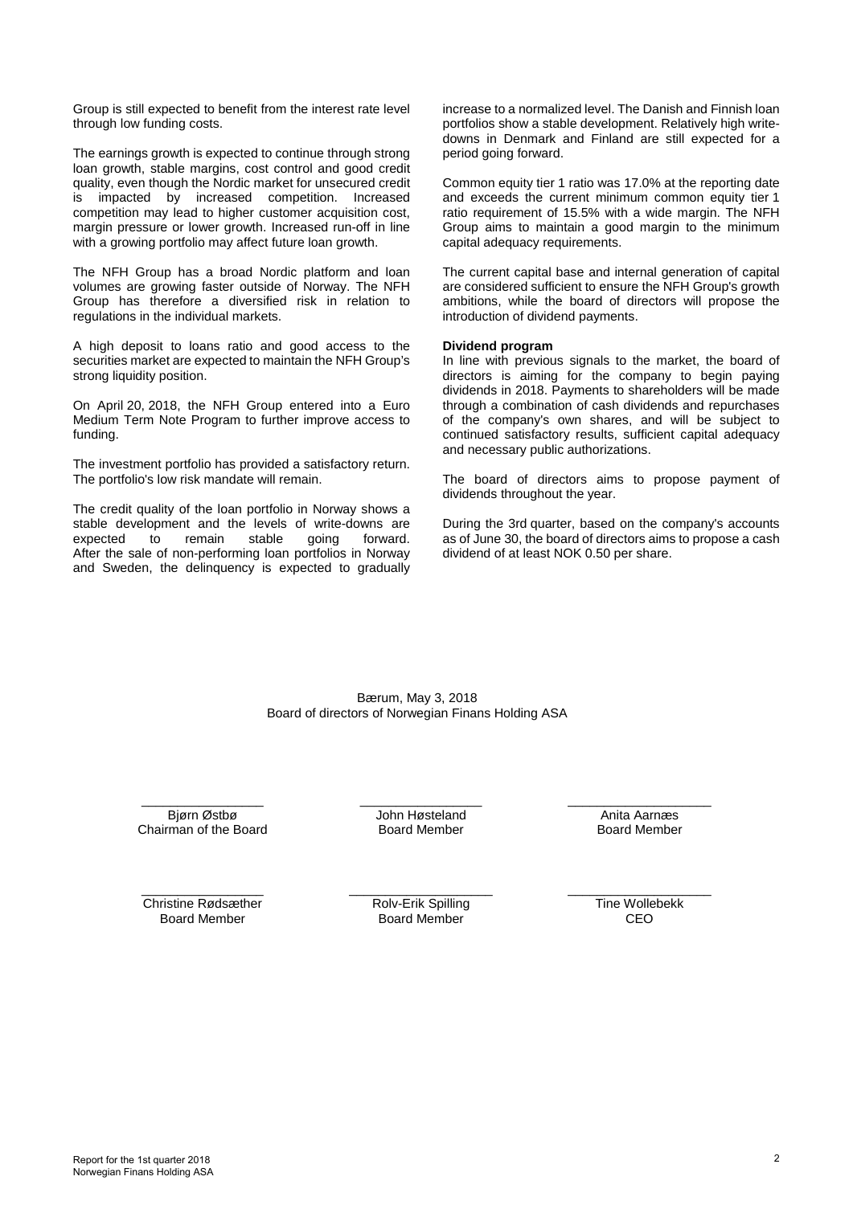Group is still expected to benefit from the interest rate level through low funding costs.

The earnings growth is expected to continue through strong loan growth, stable margins, cost control and good credit quality, even though the Nordic market for unsecured credit is impacted by increased competition. Increased competition may lead to higher customer acquisition cost, margin pressure or lower growth. Increased run-off in line with a growing portfolio may affect future loan growth.

The NFH Group has a broad Nordic platform and loan volumes are growing faster outside of Norway. The NFH Group has therefore a diversified risk in relation to regulations in the individual markets.

A high deposit to loans ratio and good access to the securities market are expected to maintain the NFH Group's strong liquidity position.

On April 20, 2018, the NFH Group entered into a Euro Medium Term Note Program to further improve access to funding.

The investment portfolio has provided a satisfactory return. The portfolio's low risk mandate will remain.

The credit quality of the loan portfolio in Norway shows a stable development and the levels of write-downs are expected to remain stable going forward. After the sale of non-performing loan portfolios in Norway and Sweden, the delinquency is expected to gradually increase to a normalized level. The Danish and Finnish loan portfolios show a stable development. Relatively high write-downs in Denmark and Finland are still expected for a period going forward.

Common equity tier 1 ratio was 17.0% at the reporting date and exceeds the current minimum common equity tier 1 ratio requirement of 15.5% with a wide margin. The NFH Group aims to maintain a good margin to the minimum capital adequacy requirements.

The current capital base and internal generation of capital are considered sufficient to ensure the NFH Group's growth ambitions, while the board of directors will propose the introduction of dividend payments.

**Dividend program**

In line with previous signals to the market, the board of directors is aiming for the company to begin paying dividends in 2018. Payments to shareholders will be made through a combination of cash dividends and repurchases of the company's own shares, and will be subject to continued satisfactory results, sufficient capital adequacy and necessary public authorizations.

The board of directors aims to propose payment of dividends throughout the year.

During the 3rd quarter, based on the company's accounts as of June 30, the board of directors aims to propose a cash dividend of at least NOK 0.50 per share.

Bærum, May 3, 2018
Board of directors of Norwegian Finans Holding ASA

| | | |
|---|---|---|
| Bjørn Østbø<br>Chairman of the Board | John Høsteland<br>Board Member | Anita Aarnæs<br>Board Member |
| Christine Rødsæther<br>Board Member | Rolv-Erik Spilling<br>Board Member | Tine Wollebekk<br>CEO |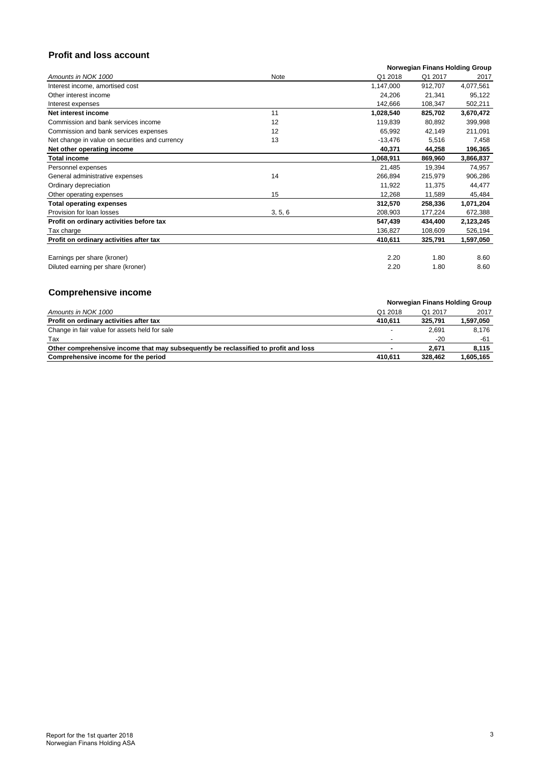## Profit and loss account

| Amounts in NOK 1000 | Note | Q1 2018 | Q1 2017 | 2017 |
|---|---|---|---|---|
| | | **Norwegian Finans Holding Group** | | |
| Interest income, amortised cost | | 1,147,000 | 912,707 | 4,077,561 |
| Other interest income | | 24,206 | 21,341 | 95,122 |
| Interest expenses | | 142,666 | 108,347 | 502,211 |
| **Net interest income** | 11 | **1,028,540** | **825,702** | **3,670,472** |
| Commission and bank services income | 12 | 119,839 | 80,892 | 399,998 |
| Commission and bank services expenses | 12 | 65,992 | 42,149 | 211,091 |
| Net change in value on securities and currency | 13 | -13,476 | 5,516 | 7,458 |
| **Net other operating income** | | **40,371** | **44,258** | **196,365** |
| **Total income** | | **1,068,911** | **869,960** | **3,866,837** |
| Personnel expenses | | 21,485 | 19,394 | 74,957 |
| General administrative expenses | 14 | 266,894 | 215,979 | 906,286 |
| Ordinary depreciation | | 11,922 | 11,375 | 44,477 |
| Other operating expenses | 15 | 12,268 | 11,589 | 45,484 |
| **Total operating expenses** | | **312,570** | **258,336** | **1,071,204** |
| Provision for loan losses | 3, 5, 6 | 208,903 | 177,224 | 672,388 |
| **Profit on ordinary activities before tax** | | **547,439** | **434,400** | **2,123,245** |
| Tax charge | | 136,827 | 108,609 | 526,194 |
| **Profit on ordinary activities after tax** | | **410,611** | **325,791** | **1,597,050** |
| | | | | |
| Earnings per share (kroner) | | 2.20 | 1.80 | 8.60 |
| Diluted earning per share (kroner) | | 2.20 | 1.80 | 8.60 |

## Comprehensive income

| Amounts in NOK 1000 | Q1 2018 | Q1 2017 | 2017 |
|---|---|---|---|
| | **Norwegian Finans Holding Group** | | |
| **Profit on ordinary activities after tax** | **410,611** | **325,791** | **1,597,050** |
| Change in fair value for assets held for sale | - | 2,691 | 8,176 |
| Tax | - | -20 | -61 |
| **Other comprehensive income that may subsequently be reclassified to profit and loss** | **-** | **2,671** | **8,115** |
| **Comprehensive income for the period** | **410,611** | **328,462** | **1,605,165** |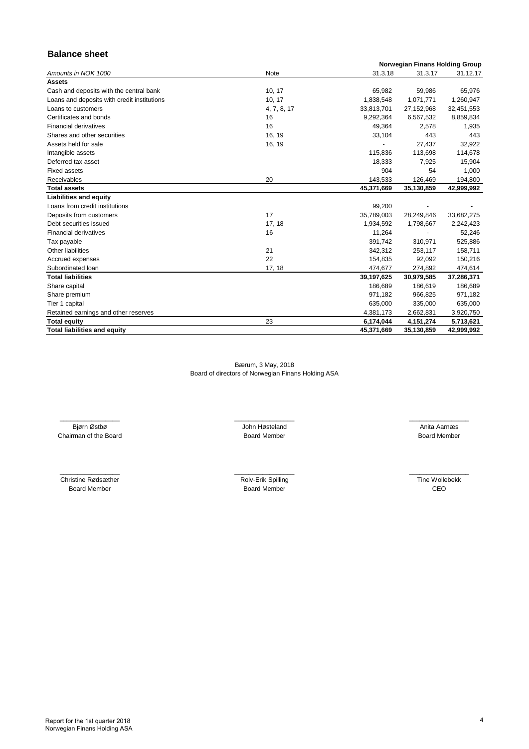## Balance sheet

| Amounts in NOK 1000 | Note | 31.3.18 | 31.3.17 | 31.12.17 |
|---|---|---|---|---|
| | | **Norwegian Finans Holding Group** | | |
| **Assets** | | | | |
| Cash and deposits with the central bank | 10, 17 | 65,982 | 59,986 | 65,976 |
| Loans and deposits with credit institutions | 10, 17 | 1,838,548 | 1,071,771 | 1,260,947 |
| Loans to customers | 4, 7, 8, 17 | 33,813,701 | 27,152,968 | 32,451,553 |
| Certificates and bonds | 16 | 9,292,364 | 6,567,532 | 8,859,834 |
| Financial derivatives | 16 | 49,364 | 2,578 | 1,935 |
| Shares and other securities | 16, 19 | 33,104 | 443 | 443 |
| Assets held for sale | 16, 19 | - | 27,437 | 32,922 |
| Intangible assets | | 115,836 | 113,698 | 114,678 |
| Deferred tax asset | | 18,333 | 7,925 | 15,904 |
| Fixed assets | | 904 | 54 | 1,000 |
| Receivables | 20 | 143,533 | 126,469 | 194,800 |
| **Total assets** | | **45,371,669** | **35,130,859** | **42,999,992** |
| **Liabilities and equity** | | | | |
| Loans from credit institutions | | 99,200 | - | - |
| Deposits from customers | 17 | 35,789,003 | 28,249,846 | 33,682,275 |
| Debt securities issued | 17, 18 | 1,934,592 | 1,798,667 | 2,242,423 |
| Financial derivatives | 16 | 11,264 | - | 52,246 |
| Tax payable | | 391,742 | 310,971 | 525,886 |
| Other liabilities | 21 | 342,312 | 253,117 | 158,711 |
| Accrued expenses | 22 | 154,835 | 92,092 | 150,216 |
| Subordinated loan | 17, 18 | 474,677 | 274,892 | 474,614 |
| **Total liabilities** | | **39,197,625** | **30,979,585** | **37,286,371** |
| Share capital | | 186,689 | 186,619 | 186,689 |
| Share premium | | 971,182 | 966,825 | 971,182 |
| Tier 1 capital | | 635,000 | 335,000 | 635,000 |
| Retained earnings and other reserves | | 4,381,173 | 2,662,831 | 3,920,750 |
| **Total equity** | 23 | **6,174,044** | **4,151,274** | **5,713,621** |
| **Total liabilities and equity** | | **45,371,669** | **35,130,859** | **42,999,992** |

Bærum, 3 May, 2018
Board of directors of Norwegian Finans Holding ASA

| | | |
|---|---|---|
| Bjørn Østbø<br>Chairman of the Board | John Høsteland<br>Board Member | Anita Aarnæs<br>Board Member |
| Christine Rødsæther<br>Board Member | Rolv-Erik Spilling<br>Board Member | Tine Wollebekk<br>CEO |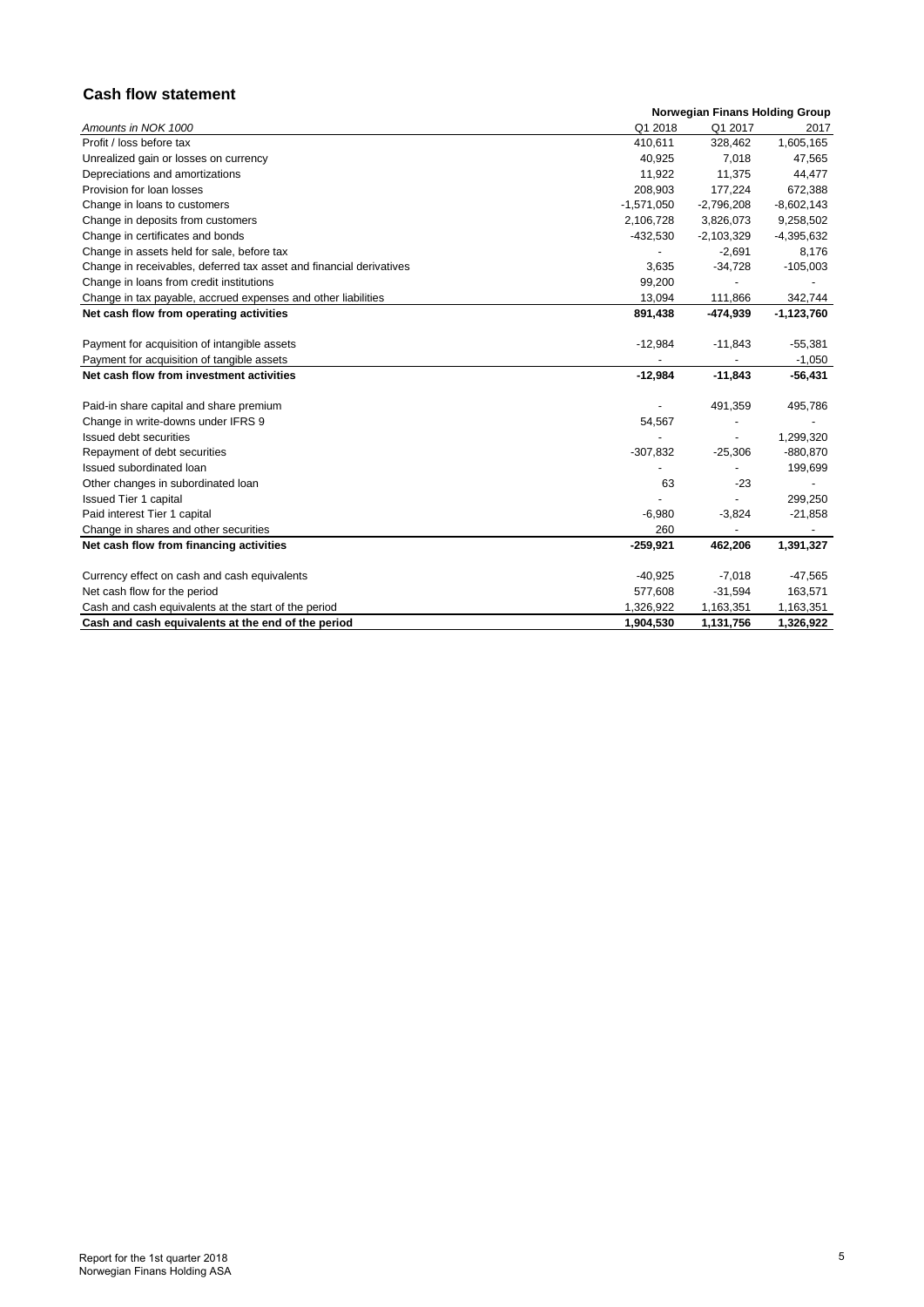## Cash flow statement

| Amounts in NOK 1000 | Norwegian Finans Holding Group | | |
|---|---|---|---|
| | Q1 2018 | Q1 2017 | 2017 |
| Profit / loss before tax | 410,611 | 328,462 | 1,605,165 |
| Unrealized gain or losses on currency | 40,925 | 7,018 | 47,565 |
| Depreciations and amortizations | 11,922 | 11,375 | 44,477 |
| Provision for loan losses | 208,903 | 177,224 | 672,388 |
| Change in loans to customers | -1,571,050 | -2,796,208 | -8,602,143 |
| Change in deposits from customers | 2,106,728 | 3,826,073 | 9,258,502 |
| Change in certificates and bonds | -432,530 | -2,103,329 | -4,395,632 |
| Change in assets held for sale, before tax | - | -2,691 | 8,176 |
| Change in receivables, deferred tax asset and financial derivatives | 3,635 | -34,728 | -105,003 |
| Change in loans from credit institutions | 99,200 | - | - |
| Change in tax payable, accrued expenses and other liabilities | 13,094 | 111,866 | 342,744 |
| **Net cash flow from operating activities** | **891,438** | **-474,939** | **-1,123,760** |
| | | | |
| Payment for acquisition of intangible assets | -12,984 | -11,843 | -55,381 |
| Payment for acquisition of tangible assets | - | - | -1,050 |
| **Net cash flow from investment activities** | **-12,984** | **-11,843** | **-56,431** |
| | | | |
| Paid-in share capital and share premium | - | 491,359 | 495,786 |
| Change in write-downs under IFRS 9 | 54,567 | - | - |
| Issued debt securities | - | - | 1,299,320 |
| Repayment of debt securities | -307,832 | -25,306 | -880,870 |
| Issued subordinated loan | - | - | 199,699 |
| Other changes in subordinated loan | 63 | -23 | - |
| Issued Tier 1 capital | - | - | 299,250 |
| Paid interest Tier 1 capital | -6,980 | -3,824 | -21,858 |
| Change in shares and other securities | 260 | - | - |
| **Net cash flow from financing activities** | **-259,921** | **462,206** | **1,391,327** |
| | | | |
| Currency effect on cash and cash equivalents | -40,925 | -7,018 | -47,565 |
| Net cash flow for the period | 577,608 | -31,594 | 163,571 |
| Cash and cash equivalents at the start of the period | 1,326,922 | 1,163,351 | 1,163,351 |
| **Cash and cash equivalents at the end of the period** | **1,904,530** | **1,131,756** | **1,326,922** |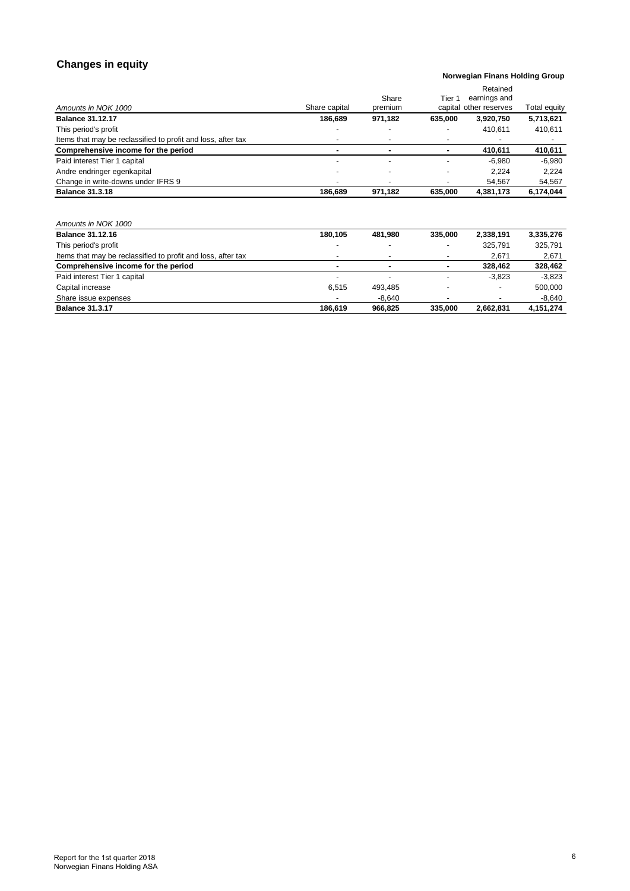## Changes in equity

**Norwegian Finans Holding Group**

| *Amounts in NOK 1000* | Share capital | Share premium | Tier 1 capital | Retained earnings and other reserves | Total equity |
|---|---|---|---|---|---|
| **Balance 31.12.17** | **186,689** | **971,182** | **635,000** | **3,920,750** | **5,713,621** |
| This period's profit | - | - | - | 410,611 | 410,611 |
| Items that may be reclassified to profit and loss, after tax | - | - | - | - | - |
| **Comprehensive income for the period** | **-** | **-** | **-** | **410,611** | **410,611** |
| Paid interest Tier 1 capital | - | - | - | -6,980 | -6,980 |
| Andre endringer egenkapital | - | - | - | 2,224 | 2,224 |
| Change in write-downs under IFRS 9 | - | - | - | 54,567 | 54,567 |
| **Balance 31.3.18** | **186,689** | **971,182** | **635,000** | **4,381,173** | **6,174,044** |

| *Amounts in NOK 1000* | Share capital | Share premium | Tier 1 capital | Retained earnings and other reserves | Total equity |
|---|---|---|---|---|---|
| **Balance 31.12.16** | **180,105** | **481,980** | **335,000** | **2,338,191** | **3,335,276** |
| This period's profit | - | - | - | 325,791 | 325,791 |
| Items that may be reclassified to profit and loss, after tax | - | - | - | 2,671 | 2,671 |
| **Comprehensive income for the period** | **-** | **-** | **-** | **328,462** | **328,462** |
| Paid interest Tier 1 capital | - | - | - | -3,823 | -3,823 |
| Capital increase | 6,515 | 493,485 | - | - | 500,000 |
| Share issue expenses | - | -8,640 | - | - | -8,640 |
| **Balance 31.3.17** | **186,619** | **966,825** | **335,000** | **2,662,831** | **4,151,274** |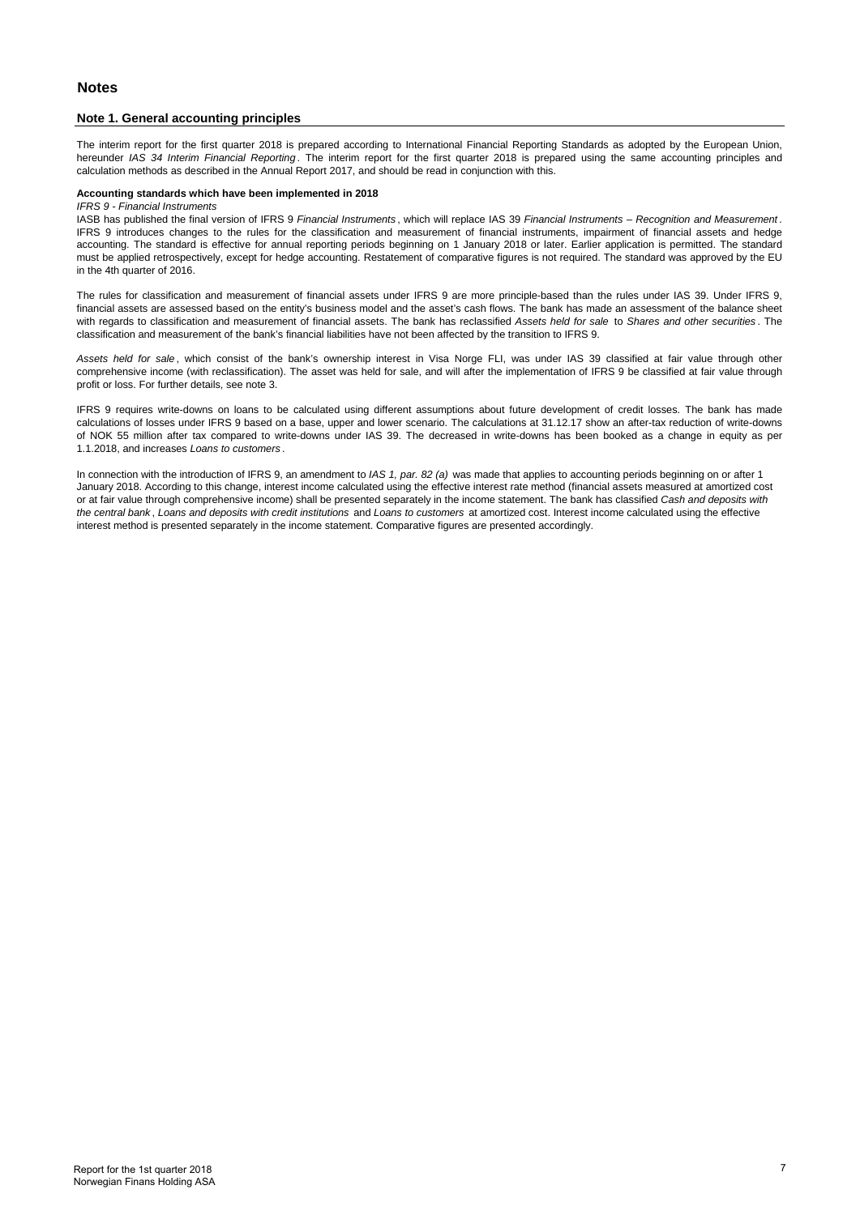# Notes

## Note 1. General accounting principles

The interim report for the first quarter 2018 is prepared according to International Financial Reporting Standards as adopted by the European Union, hereunder *IAS 34 Interim Financial Reporting*. The interim report for the first quarter 2018 is prepared using the same accounting principles and calculation methods as described in the Annual Report 2017, and should be read in conjunction with this.

**Accounting standards which have been implemented in 2018**

*IFRS 9 - Financial Instruments*

IASB has published the final version of IFRS 9 *Financial Instruments*, which will replace IAS 39 *Financial Instruments – Recognition and Measurement*. IFRS 9 introduces changes to the rules for the classification and measurement of financial instruments, impairment of financial assets and hedge accounting. The standard is effective for annual reporting periods beginning on 1 January 2018 or later. Earlier application is permitted. The standard must be applied retrospectively, except for hedge accounting. Restatement of comparative figures is not required. The standard was approved by the EU in the 4th quarter of 2016.

The rules for classification and measurement of financial assets under IFRS 9 are more principle-based than the rules under IAS 39. Under IFRS 9, financial assets are assessed based on the entity's business model and the asset's cash flows. The bank has made an assessment of the balance sheet with regards to classification and measurement of financial assets. The bank has reclassified *Assets held for sale* to *Shares and other securities*. The classification and measurement of the bank's financial liabilities have not been affected by the transition to IFRS 9.

*Assets held for sale*, which consist of the bank's ownership interest in Visa Norge FLI, was under IAS 39 classified at fair value through other comprehensive income (with reclassification). The asset was held for sale, and will after the implementation of IFRS 9 be classified at fair value through profit or loss. For further details, see note 3.

IFRS 9 requires write-downs on loans to be calculated using different assumptions about future development of credit losses. The bank has made calculations of losses under IFRS 9 based on a base, upper and lower scenario. The calculations at 31.12.17 show an after-tax reduction of write-downs of NOK 55 million after tax compared to write-downs under IAS 39. The decreased in write-downs has been booked as a change in equity as per 1.1.2018, and increases *Loans to customers*.

In connection with the introduction of IFRS 9, an amendment to *IAS 1, par. 82 (a)* was made that applies to accounting periods beginning on or after 1 January 2018. According to this change, interest income calculated using the effective interest rate method (financial assets measured at amortized cost or at fair value through comprehensive income) shall be presented separately in the income statement. The bank has classified *Cash and deposits with the central bank*, *Loans and deposits with credit institutions* and *Loans to customers* at amortized cost. Interest income calculated using the effective interest method is presented separately in the income statement. Comparative figures are presented accordingly.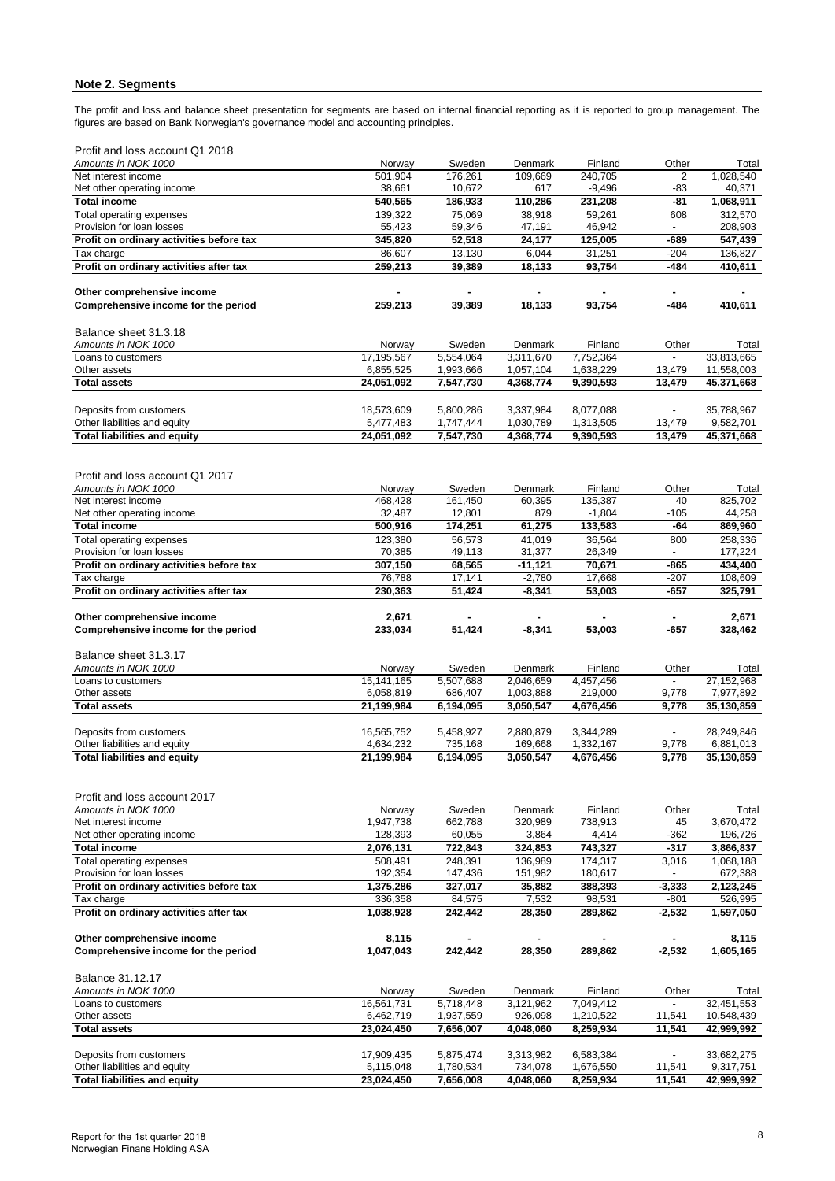## Note 2. Segments

The profit and loss and balance sheet presentation for segments are based on internal financial reporting as it is reported to group management. The figures are based on Bank Norwegian's governance model and accounting principles.

Profit and loss account Q1 2018

| *Amounts in NOK 1000* | Norway | Sweden | Denmark | Finland | Other | Total |
|---|---|---|---|---|---|---|
| Net interest income | 501,904 | 176,261 | 109,669 | 240,705 | 2 | 1,028,540 |
| Net other operating income | 38,661 | 10,672 | 617 | -9,496 | -83 | 40,371 |
| **Total income** | **540,565** | **186,933** | **110,286** | **231,208** | **-81** | **1,068,911** |
| Total operating expenses | 139,322 | 75,069 | 38,918 | 59,261 | 608 | 312,570 |
| Provision for loan losses | 55,423 | 59,346 | 47,191 | 46,942 | - | 208,903 |
| **Profit on ordinary activities before tax** | **345,820** | **52,518** | **24,177** | **125,005** | **-689** | **547,439** |
| Tax charge | 86,607 | 13,130 | 6,044 | 31,251 | -204 | 136,827 |
| **Profit on ordinary activities after tax** | **259,213** | **39,389** | **18,133** | **93,754** | **-484** | **410,611** |
| | | | | | | |
| **Other comprehensive income** | **-** | **-** | **-** | **-** | **-** | **-** |
| **Comprehensive income for the period** | **259,213** | **39,389** | **18,133** | **93,754** | **-484** | **410,611** |

Balance sheet 31.3.18

| *Amounts in NOK 1000* | Norway | Sweden | Denmark | Finland | Other | Total |
|---|---|---|---|---|---|---|
| Loans to customers | 17,195,567 | 5,554,064 | 3,311,670 | 7,752,364 | - | 33,813,665 |
| Other assets | 6,855,525 | 1,993,666 | 1,057,104 | 1,638,229 | 13,479 | 11,558,003 |
| **Total assets** | **24,051,092** | **7,547,730** | **4,368,774** | **9,390,593** | **13,479** | **45,371,668** |
| | | | | | | |
| Deposits from customers | 18,573,609 | 5,800,286 | 3,337,984 | 8,077,088 | - | 35,788,967 |
| Other liabilities and equity | 5,477,483 | 1,747,444 | 1,030,789 | 1,313,505 | 13,479 | 9,582,701 |
| **Total liabilities and equity** | **24,051,092** | **7,547,730** | **4,368,774** | **9,390,593** | **13,479** | **45,371,668** |

Profit and loss account Q1 2017

| *Amounts in NOK 1000* | Norway | Sweden | Denmark | Finland | Other | Total |
|---|---|---|---|---|---|---|
| Net interest income | 468,428 | 161,450 | 60,395 | 135,387 | 40 | 825,702 |
| Net other operating income | 32,487 | 12,801 | 879 | -1,804 | -105 | 44,258 |
| **Total income** | **500,916** | **174,251** | **61,275** | **133,583** | **-64** | **869,960** |
| Total operating expenses | 123,380 | 56,573 | 41,019 | 36,564 | 800 | 258,336 |
| Provision for loan losses | 70,385 | 49,113 | 31,377 | 26,349 | - | 177,224 |
| **Profit on ordinary activities before tax** | **307,150** | **68,565** | **-11,121** | **70,671** | **-865** | **434,400** |
| Tax charge | 76,788 | 17,141 | -2,780 | 17,668 | -207 | 108,609 |
| **Profit on ordinary activities after tax** | **230,363** | **51,424** | **-8,341** | **53,003** | **-657** | **325,791** |
| | | | | | | |
| **Other comprehensive income** | **2,671** | **-** | **-** | **-** | **-** | **2,671** |
| **Comprehensive income for the period** | **233,034** | **51,424** | **-8,341** | **53,003** | **-657** | **328,462** |

Balance sheet 31.3.17

| *Amounts in NOK 1000* | Norway | Sweden | Denmark | Finland | Other | Total |
|---|---|---|---|---|---|---|
| Loans to customers | 15,141,165 | 5,507,688 | 2,046,659 | 4,457,456 | - | 27,152,968 |
| Other assets | 6,058,819 | 686,407 | 1,003,888 | 219,000 | 9,778 | 7,977,892 |
| **Total assets** | **21,199,984** | **6,194,095** | **3,050,547** | **4,676,456** | **9,778** | **35,130,859** |
| | | | | | | |
| Deposits from customers | 16,565,752 | 5,458,927 | 2,880,879 | 3,344,289 | - | 28,249,846 |
| Other liabilities and equity | 4,634,232 | 735,168 | 169,668 | 1,332,167 | 9,778 | 6,881,013 |
| **Total liabilities and equity** | **21,199,984** | **6,194,095** | **3,050,547** | **4,676,456** | **9,778** | **35,130,859** |

Profit and loss account 2017

| *Amounts in NOK 1000* | Norway | Sweden | Denmark | Finland | Other | Total |
|---|---|---|---|---|---|---|
| Net interest income | 1,947,738 | 662,788 | 320,989 | 738,913 | 45 | 3,670,472 |
| Net other operating income | 128,393 | 60,055 | 3,864 | 4,414 | -362 | 196,726 |
| **Total income** | **2,076,131** | **722,843** | **324,853** | **743,327** | **-317** | **3,866,837** |
| Total operating expenses | 508,491 | 248,391 | 136,989 | 174,317 | 3,016 | 1,068,188 |
| Provision for loan losses | 192,354 | 147,436 | 151,982 | 180,617 | - | 672,388 |
| **Profit on ordinary activities before tax** | **1,375,286** | **327,017** | **35,882** | **388,393** | **-3,333** | **2,123,245** |
| Tax charge | 336,358 | 84,575 | 7,532 | 98,531 | -801 | 526,995 |
| **Profit on ordinary activities after tax** | **1,038,928** | **242,442** | **28,350** | **289,862** | **-2,532** | **1,597,050** |
| | | | | | | |
| **Other comprehensive income** | **8,115** | **-** | **-** | **-** | **-** | **8,115** |
| **Comprehensive income for the period** | **1,047,043** | **242,442** | **28,350** | **289,862** | **-2,532** | **1,605,165** |

Balance 31.12.17

| *Amounts in NOK 1000* | Norway | Sweden | Denmark | Finland | Other | Total |
|---|---|---|---|---|---|---|
| Loans to customers | 16,561,731 | 5,718,448 | 3,121,962 | 7,049,412 | - | 32,451,553 |
| Other assets | 6,462,719 | 1,937,559 | 926,098 | 1,210,522 | 11,541 | 10,548,439 |
| **Total assets** | **23,024,450** | **7,656,007** | **4,048,060** | **8,259,934** | **11,541** | **42,999,992** |
| | | | | | | |
| Deposits from customers | 17,909,435 | 5,875,474 | 3,313,982 | 6,583,384 | - | 33,682,275 |
| Other liabilities and equity | 5,115,048 | 1,780,534 | 734,078 | 1,676,550 | 11,541 | 9,317,751 |
| **Total liabilities and equity** | **23,024,450** | **7,656,008** | **4,048,060** | **8,259,934** | **11,541** | **42,999,992** |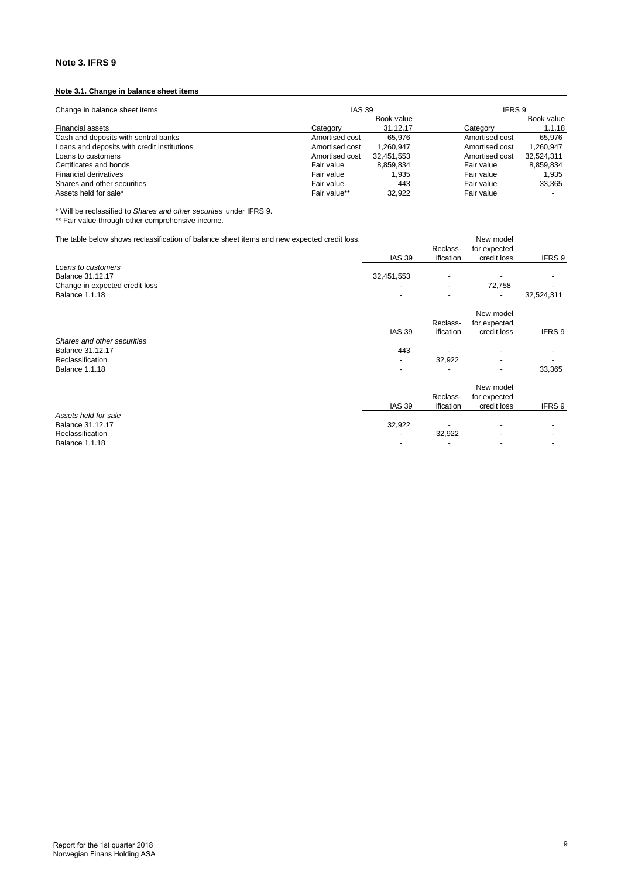## Note 3. IFRS 9

### Note 3.1. Change in balance sheet items

| Change in balance sheet items | IAS 39 | | IFRS 9 | |
|---|---|---|---|---|
| | | Book value | | Book value |
| Financial assets | Category | 31.12.17 | Category | 1.1.18 |
| Cash and deposits with sentral banks | Amortised cost | 65,976 | Amortised cost | 65,976 |
| Loans and deposits with credit institutions | Amortised cost | 1,260,947 | Amortised cost | 1,260,947 |
| Loans to customers | Amortised cost | 32,451,553 | Amortised cost | 32,524,311 |
| Certificates and bonds | Fair value | 8,859,834 | Fair value | 8,859,834 |
| Financial derivatives | Fair value | 1,935 | Fair value | 1,935 |
| Shares and other securities | Fair value | 443 | Fair value | 33,365 |
| Assets held for sale* | Fair value** | 32,922 | Fair value | - |

\* Will be reclassified to *Shares and other securites* under IFRS 9.
\*\* Fair value through other comprehensive income.

The table below shows reclassification of balance sheet items and new expected credit loss.

| | IAS 39 | Reclass-ification | New model for expected credit loss | IFRS 9 |
|---|---|---|---|---|
| *Loans to customers* | | | | |
| Balance 31.12.17 | 32,451,553 | - | - | - |
| Change in expected credit loss | - | - | 72,758 | - |
| Balance 1.1.18 | - | - | - | 32,524,311 |

| | IAS 39 | Reclass-ification | New model for expected credit loss | IFRS 9 |
|---|---|---|---|---|
| *Shares and other securities* | | | | |
| Balance 31.12.17 | 443 | - | - | - |
| Reclassification | - | 32,922 | - | - |
| Balance 1.1.18 | - | - | - | 33,365 |

| | IAS 39 | Reclass-ification | New model for expected credit loss | IFRS 9 |
|---|---|---|---|---|
| *Assets held for sale* | | | | |
| Balance 31.12.17 | 32,922 | - | - | - |
| Reclassification | - | -32,922 | - | - |
| Balance 1.1.18 | - | - | - | - |

Report for the 1st quarter 2018
Norwegian Finans Holding ASA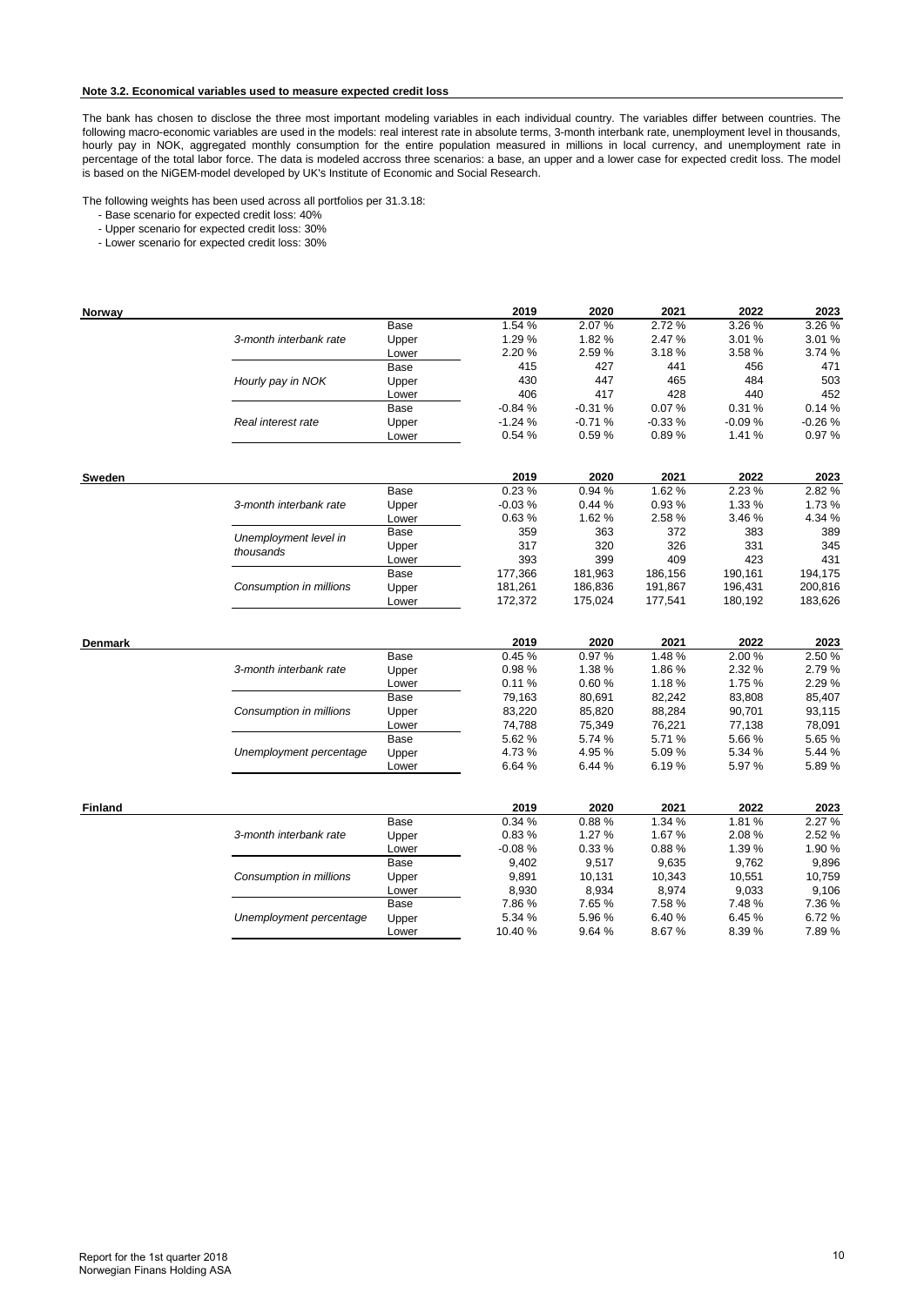**Note 3.2. Economical variables used to measure expected credit loss**

The bank has chosen to disclose the three most important modeling variables in each individual country. The variables differ between countries. The following macro-economic variables are used in the models: real interest rate in absolute terms, 3-month interbank rate, unemployment level in thousands, hourly pay in NOK, aggregated monthly consumption for the entire population measured in millions in local currency, and unemployment rate in percentage of the total labor force. The data is modeled accross three scenarios: a base, an upper and a lower case for expected credit loss. The model is based on the NiGEM-model developed by UK's Institute of Economic and Social Research.

The following weights has been used across all portfolios per 31.3.18:

- Base scenario for expected credit loss: 40%
- Upper scenario for expected credit loss: 30%
- Lower scenario for expected credit loss: 30%

| Norway | | | 2019 | 2020 | 2021 | 2022 | 2023 |
|---|---|---|---|---|---|---|---|
| | *3-month interbank rate* | Base | 1.54 % | 2.07 % | 2.72 % | 3.26 % | 3.26 % |
| | | Upper | 1.29 % | 1.82 % | 2.47 % | 3.01 % | 3.01 % |
| | | Lower | 2.20 % | 2.59 % | 3.18 % | 3.58 % | 3.74 % |
| | *Hourly pay in NOK* | Base | 415 | 427 | 441 | 456 | 471 |
| | | Upper | 430 | 447 | 465 | 484 | 503 |
| | | Lower | 406 | 417 | 428 | 440 | 452 |
| | *Real interest rate* | Base | -0.84 % | -0.31 % | 0.07 % | 0.31 % | 0.14 % |
| | | Upper | -1.24 % | -0.71 % | -0.33 % | -0.09 % | -0.26 % |
| | | Lower | 0.54 % | 0.59 % | 0.89 % | 1.41 % | 0.97 % |

| Sweden | | | 2019 | 2020 | 2021 | 2022 | 2023 |
|---|---|---|---|---|---|---|---|
| | *3-month interbank rate* | Base | 0.23 % | 0.94 % | 1.62 % | 2.23 % | 2.82 % |
| | | Upper | -0.03 % | 0.44 % | 0.93 % | 1.33 % | 1.73 % |
| | | Lower | 0.63 % | 1.62 % | 2.58 % | 3.46 % | 4.34 % |
| | *Unemployment level in thousands* | Base | 359 | 363 | 372 | 383 | 389 |
| | | Upper | 317 | 320 | 326 | 331 | 345 |
| | | Lower | 393 | 399 | 409 | 423 | 431 |
| | *Consumption in millions* | Base | 177,366 | 181,963 | 186,156 | 190,161 | 194,175 |
| | | Upper | 181,261 | 186,836 | 191,867 | 196,431 | 200,816 |
| | | Lower | 172,372 | 175,024 | 177,541 | 180,192 | 183,626 |

| Denmark | | | 2019 | 2020 | 2021 | 2022 | 2023 |
|---|---|---|---|---|---|---|---|
| | *3-month interbank rate* | Base | 0.45 % | 0.97 % | 1.48 % | 2.00 % | 2.50 % |
| | | Upper | 0.98 % | 1.38 % | 1.86 % | 2.32 % | 2.79 % |
| | | Lower | 0.11 % | 0.60 % | 1.18 % | 1.75 % | 2.29 % |
| | *Consumption in millions* | Base | 79,163 | 80,691 | 82,242 | 83,808 | 85,407 |
| | | Upper | 83,220 | 85,820 | 88,284 | 90,701 | 93,115 |
| | | Lower | 74,788 | 75,349 | 76,221 | 77,138 | 78,091 |
| | *Unemployment percentage* | Base | 5.62 % | 5.74 % | 5.71 % | 5.66 % | 5.65 % |
| | | Upper | 4.73 % | 4.95 % | 5.09 % | 5.34 % | 5.44 % |
| | | Lower | 6.64 % | 6.44 % | 6.19 % | 5.97 % | 5.89 % |

| Finland | | | 2019 | 2020 | 2021 | 2022 | 2023 |
|---|---|---|---|---|---|---|---|
| | *3-month interbank rate* | Base | 0.34 % | 0.88 % | 1.34 % | 1.81 % | 2.27 % |
| | | Upper | 0.83 % | 1.27 % | 1.67 % | 2.08 % | 2.52 % |
| | | Lower | -0.08 % | 0.33 % | 0.88 % | 1.39 % | 1.90 % |
| | *Consumption in millions* | Base | 9,402 | 9,517 | 9,635 | 9,762 | 9,896 |
| | | Upper | 9,891 | 10,131 | 10,343 | 10,551 | 10,759 |
| | | Lower | 8,930 | 8,934 | 8,974 | 9,033 | 9,106 |
| | *Unemployment percentage* | Base | 7.86 % | 7.65 % | 7.58 % | 7.48 % | 7.36 % |
| | | Upper | 5.34 % | 5.96 % | 6.40 % | 6.45 % | 6.72 % |
| | | Lower | 10.40 % | 9.64 % | 8.67 % | 8.39 % | 7.89 % |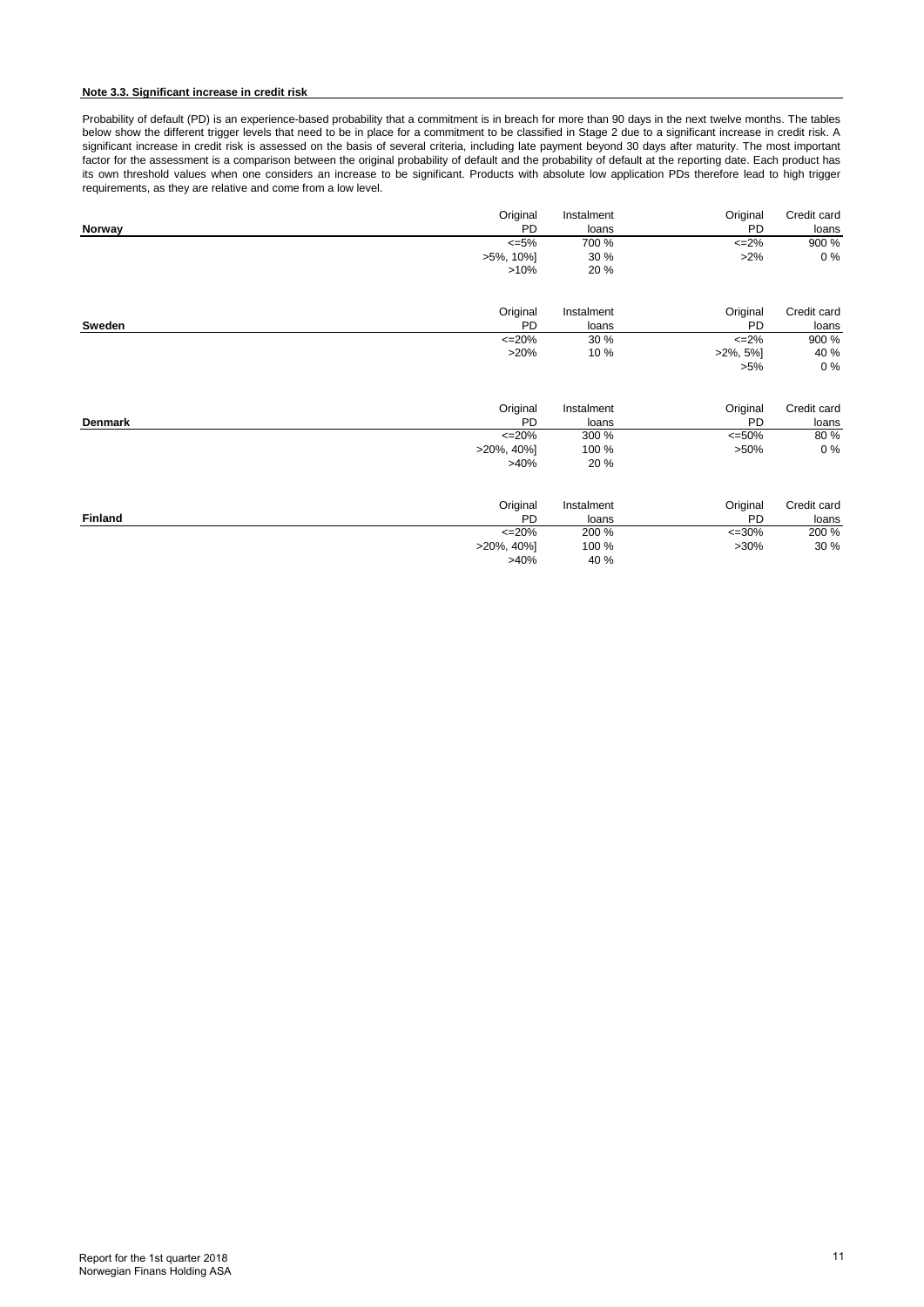### Note 3.3. Significant increase in credit risk

Probability of default (PD) is an experience-based probability that a commitment is in breach for more than 90 days in the next twelve months. The tables below show the different trigger levels that need to be in place for a commitment to be classified in Stage 2 due to a significant increase in credit risk. A significant increase in credit risk is assessed on the basis of several criteria, including late payment beyond 30 days after maturity. The most important factor for the assessment is a comparison between the original probability of default and the probability of default at the reporting date. Each product has its own threshold values when one considers an increase to be significant. Products with absolute low application PDs therefore lead to high trigger requirements, as they are relative and come from a low level.

| **Norway** | Original PD | Instalment loans | Original PD | Credit card loans |
|---|---|---|---|---|
| | <=5% | 700 % | <=2% | 900 % |
| | >5%, 10%] | 30 % | >2% | 0 % |
| | >10% | 20 % | | |

| **Sweden** | Original PD | Instalment loans | Original PD | Credit card loans |
|---|---|---|---|---|
| | <=20% | 30 % | <=2% | 900 % |
| | >20% | 10 % | >2%, 5%] | 40 % |
| | | | >5% | 0 % |

| **Denmark** | Original PD | Instalment loans | Original PD | Credit card loans |
|---|---|---|---|---|
| | <=20% | 300 % | <=50% | 80 % |
| | >20%, 40%] | 100 % | >50% | 0 % |
| | >40% | 20 % | | |

| **Finland** | Original PD | Instalment loans | Original PD | Credit card loans |
|---|---|---|---|---|
| | <=20% | 200 % | <=30% | 200 % |
| | >20%, 40%] | 100 % | >30% | 30 % |
| | >40% | 40 % | | |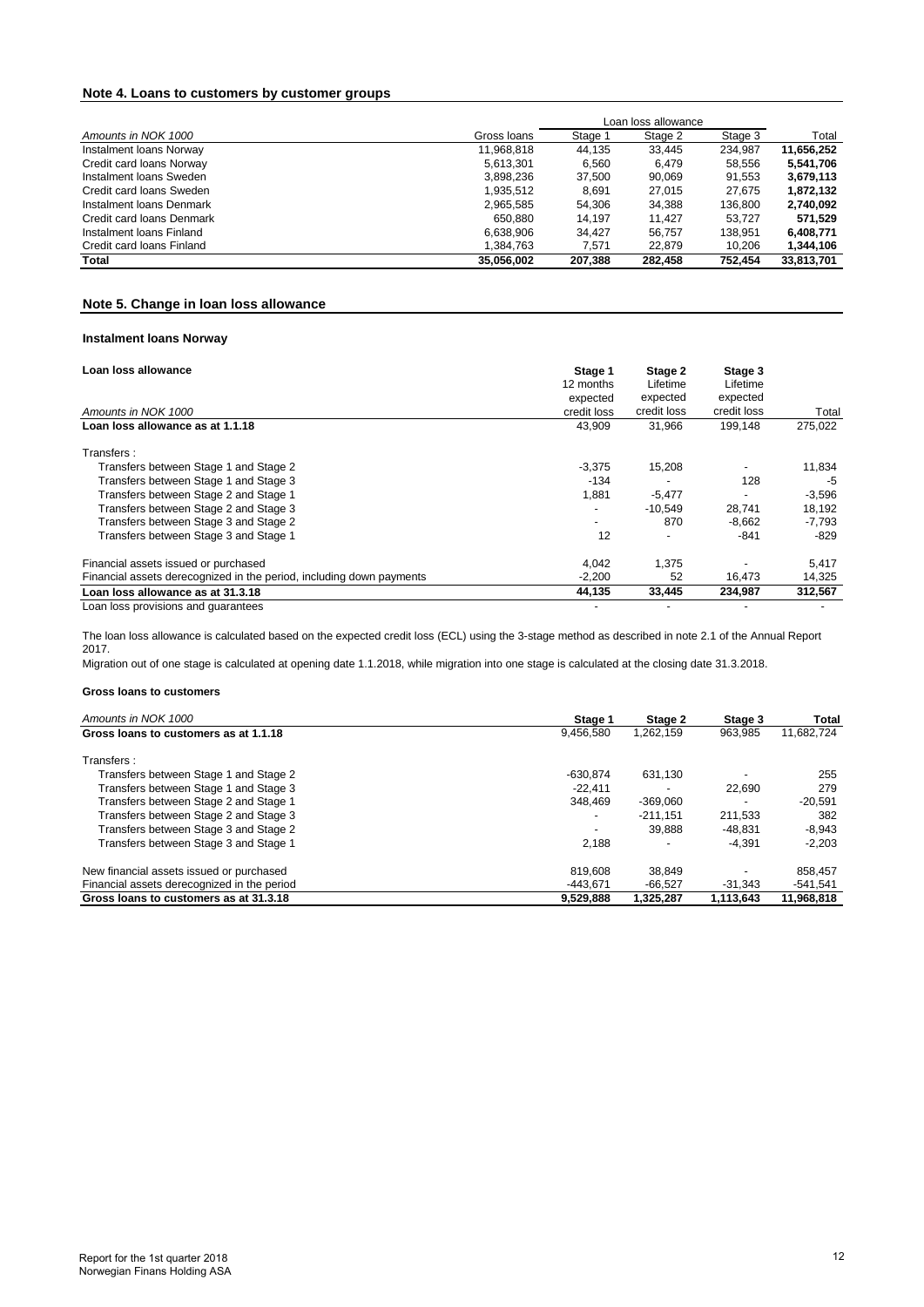## Note 4. Loans to customers by customer groups

| Amounts in NOK 1000 | Gross loans | Loan loss allowance Stage 1 | Stage 2 | Stage 3 | Total |
|---|---|---|---|---|---|
| Instalment loans Norway | 11,968,818 | 44,135 | 33,445 | 234,987 | **11,656,252** |
| Credit card loans Norway | 5,613,301 | 6,560 | 6,479 | 58,556 | **5,541,706** |
| Instalment loans Sweden | 3,898,236 | 37,500 | 90,069 | 91,553 | **3,679,113** |
| Credit card loans Sweden | 1,935,512 | 8,691 | 27,015 | 27,675 | **1,872,132** |
| Instalment loans Denmark | 2,965,585 | 54,306 | 34,388 | 136,800 | **2,740,092** |
| Credit card loans Denmark | 650,880 | 14,197 | 11,427 | 53,727 | **571,529** |
| Instalment loans Finland | 6,638,906 | 34,427 | 56,757 | 138,951 | **6,408,771** |
| Credit card loans Finland | 1,384,763 | 7,571 | 22,879 | 10,206 | **1,344,106** |
| **Total** | **35,056,002** | **207,388** | **282,458** | **752,454** | **33,813,701** |

## Note 5. Change in loan loss allowance

### Instalment loans Norway

| **Loan loss allowance**<br>Amounts in NOK 1000 | **Stage 1**<br>12 months expected credit loss | **Stage 2**<br>Lifetime expected credit loss | **Stage 3**<br>Lifetime expected credit loss | Total |
|---|---|---|---|---|
| **Loan loss allowance as at 1.1.18** | 43,909 | 31,966 | 199,148 | 275,022 |
| Transfers : | | | | |
| Transfers between Stage 1 and Stage 2 | -3,375 | 15,208 | - | 11,834 |
| Transfers between Stage 1 and Stage 3 | -134 | - | 128 | -5 |
| Transfers between Stage 2 and Stage 1 | 1,881 | -5,477 | - | -3,596 |
| Transfers between Stage 2 and Stage 3 | - | -10,549 | 28,741 | 18,192 |
| Transfers between Stage 3 and Stage 2 | - | 870 | -8,662 | -7,793 |
| Transfers between Stage 3 and Stage 1 | 12 | - | -841 | -829 |
| Financial assets issued or purchased | 4,042 | 1,375 | - | 5,417 |
| Financial assets derecognized in the period, including down payments | -2,200 | 52 | 16,473 | 14,325 |
| **Loan loss allowance as at 31.3.18** | **44,135** | **33,445** | **234,987** | **312,567** |
| Loan loss provisions and guarantees | - | - | - | - |

The loan loss allowance is calculated based on the expected credit loss (ECL) using the 3-stage method as described in note 2.1 of the Annual Report 2017.

Migration out of one stage is calculated at opening date 1.1.2018, while migration into one stage is calculated at the closing date 31.3.2018.

### Gross loans to customers

| Amounts in NOK 1000 | Stage 1 | Stage 2 | Stage 3 | Total |
|---|---|---|---|---|
| **Gross loans to customers as at 1.1.18** | 9,456,580 | 1,262,159 | 963,985 | 11,682,724 |
| Transfers : | | | | |
| Transfers between Stage 1 and Stage 2 | -630,874 | 631,130 | - | 255 |
| Transfers between Stage 1 and Stage 3 | -22,411 | - | 22,690 | 279 |
| Transfers between Stage 2 and Stage 1 | 348,469 | -369,060 | - | -20,591 |
| Transfers between Stage 2 and Stage 3 | - | -211,151 | 211,533 | 382 |
| Transfers between Stage 3 and Stage 2 | - | 39,888 | -48,831 | -8,943 |
| Transfers between Stage 3 and Stage 1 | 2,188 | - | -4,391 | -2,203 |
| New financial assets issued or purchased | 819,608 | 38,849 | - | 858,457 |
| Financial assets derecognized in the period | -443,671 | -66,527 | -31,343 | -541,541 |
| **Gross loans to customers as at 31.3.18** | **9,529,888** | **1,325,287** | **1,113,643** | **11,968,818** |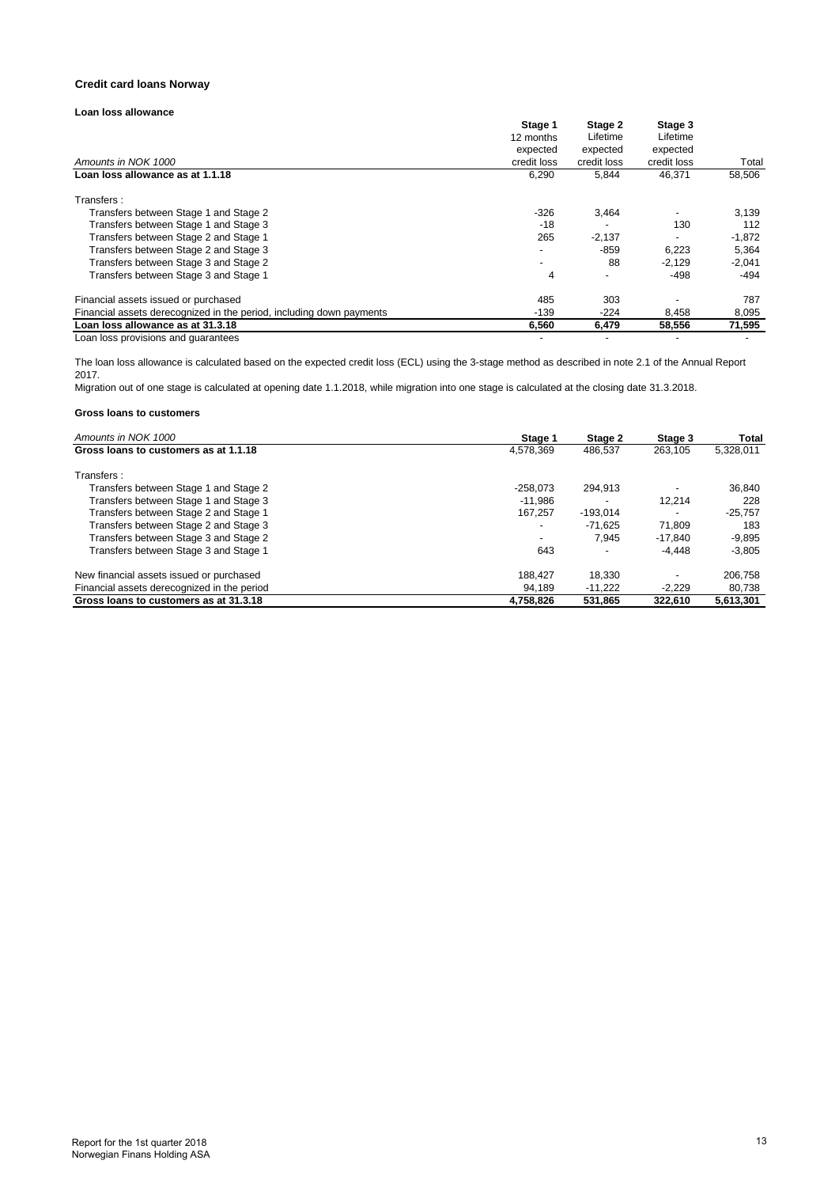## Credit card loans Norway

### Loan loss allowance

| *Amounts in NOK 1000* | Stage 1<br>12 months expected credit loss | Stage 2<br>Lifetime expected credit loss | Stage 3<br>Lifetime expected credit loss | Total |
|---|---|---|---|---|
| **Loan loss allowance as at 1.1.18** | 6,290 | 5,844 | 46,371 | 58,506 |
| Transfers : | | | | |
| Transfers between Stage 1 and Stage 2 | -326 | 3,464 | - | 3,139 |
| Transfers between Stage 1 and Stage 3 | -18 | - | 130 | 112 |
| Transfers between Stage 2 and Stage 1 | 265 | -2,137 | - | -1,872 |
| Transfers between Stage 2 and Stage 3 | - | -859 | 6,223 | 5,364 |
| Transfers between Stage 3 and Stage 2 | - | 88 | -2,129 | -2,041 |
| Transfers between Stage 3 and Stage 1 | 4 | - | -498 | -494 |
| Financial assets issued or purchased | 485 | 303 | - | 787 |
| Financial assets derecognized in the period, including down payments | -139 | -224 | 8,458 | 8,095 |
| **Loan loss allowance as at 31.3.18** | **6,560** | **6,479** | **58,556** | **71,595** |
| Loan loss provisions and guarantees | - | - | - | - |

The loan loss allowance is calculated based on the expected credit loss (ECL) using the 3-stage method as described in note 2.1 of the Annual Report 2017.
Migration out of one stage is calculated at opening date 1.1.2018, while migration into one stage is calculated at the closing date 31.3.2018.

### Gross loans to customers

| *Amounts in NOK 1000* | Stage 1 | Stage 2 | Stage 3 | Total |
|---|---|---|---|---|
| **Gross loans to customers as at 1.1.18** | 4,578,369 | 486,537 | 263,105 | 5,328,011 |
| Transfers : | | | | |
| Transfers between Stage 1 and Stage 2 | -258,073 | 294,913 | - | 36,840 |
| Transfers between Stage 1 and Stage 3 | -11,986 | - | 12,214 | 228 |
| Transfers between Stage 2 and Stage 1 | 167,257 | -193,014 | - | -25,757 |
| Transfers between Stage 2 and Stage 3 | - | -71,625 | 71,809 | 183 |
| Transfers between Stage 3 and Stage 2 | - | 7,945 | -17,840 | -9,895 |
| Transfers between Stage 3 and Stage 1 | 643 | - | -4,448 | -3,805 |
| New financial assets issued or purchased | 188,427 | 18,330 | - | 206,758 |
| Financial assets derecognized in the period | 94,189 | -11,222 | -2,229 | 80,738 |
| **Gross loans to customers as at 31.3.18** | **4,758,826** | **531,865** | **322,610** | **5,613,301** |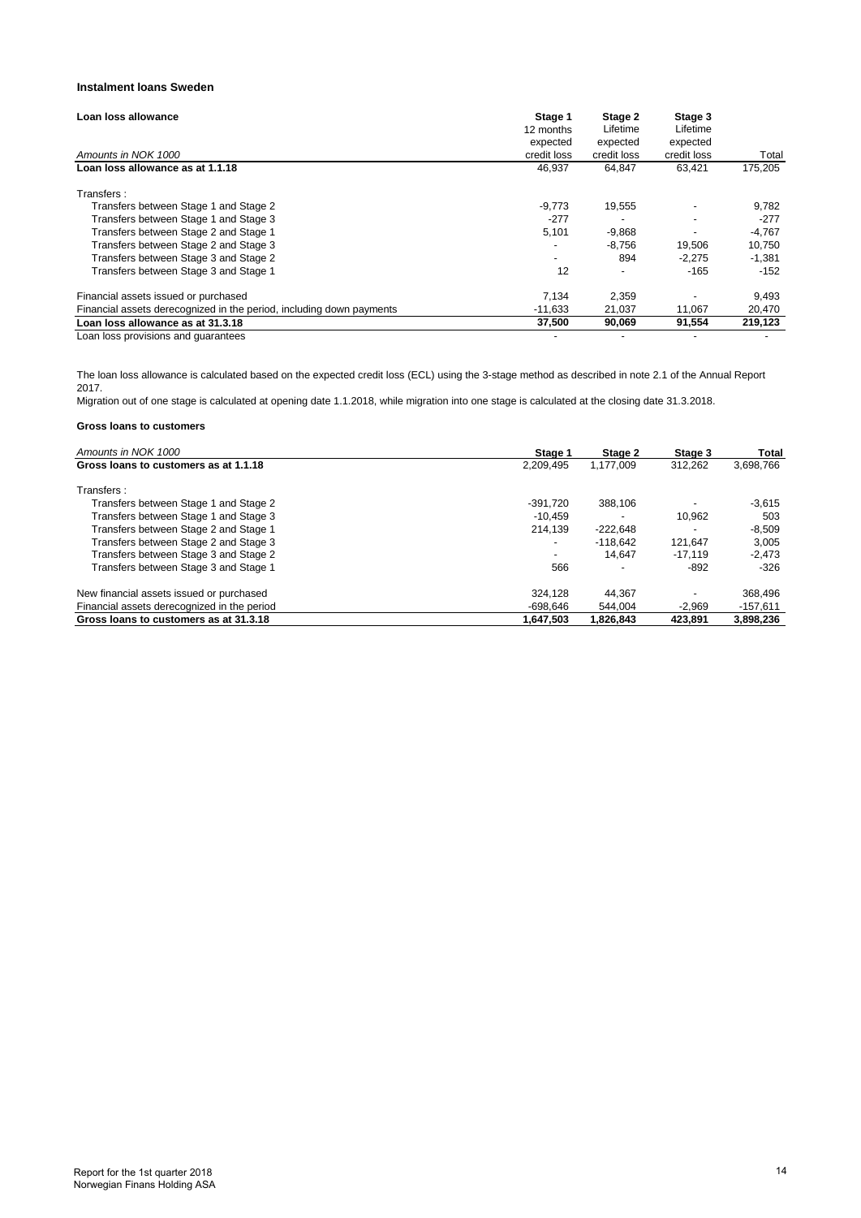### Instalment loans Sweden

| Loan loss allowance | Stage 1 | Stage 2 | Stage 3 | |
|---|---|---|---|---|
| | 12 months | Lifetime | Lifetime | |
| | expected | expected | expected | |
| *Amounts in NOK 1000* | credit loss | credit loss | credit loss | Total |
| **Loan loss allowance as at 1.1.18** | 46,937 | 64,847 | 63,421 | 175,205 |
| Transfers : | | | | |
| Transfers between Stage 1 and Stage 2 | -9,773 | 19,555 | - | 9,782 |
| Transfers between Stage 1 and Stage 3 | -277 | - | - | -277 |
| Transfers between Stage 2 and Stage 1 | 5,101 | -9,868 | - | -4,767 |
| Transfers between Stage 2 and Stage 3 | - | -8,756 | 19,506 | 10,750 |
| Transfers between Stage 3 and Stage 2 | - | 894 | -2,275 | -1,381 |
| Transfers between Stage 3 and Stage 1 | 12 | - | -165 | -152 |
| Financial assets issued or purchased | 7,134 | 2,359 | - | 9,493 |
| Financial assets derecognized in the period, including down payments | -11,633 | 21,037 | 11,067 | 20,470 |
| **Loan loss allowance as at 31.3.18** | **37,500** | **90,069** | **91,554** | **219,123** |
| Loan loss provisions and guarantees | - | - | - | - |

The loan loss allowance is calculated based on the expected credit loss (ECL) using the 3-stage method as described in note 2.1 of the Annual Report 2017.
Migration out of one stage is calculated at opening date 1.1.2018, while migration into one stage is calculated at the closing date 31.3.2018.

**Gross loans to customers**

| *Amounts in NOK 1000* | Stage 1 | Stage 2 | Stage 3 | Total |
|---|---|---|---|---|
| **Gross loans to customers as at 1.1.18** | 2,209,495 | 1,177,009 | 312,262 | 3,698,766 |
| Transfers : | | | | |
| Transfers between Stage 1 and Stage 2 | -391,720 | 388,106 | - | -3,615 |
| Transfers between Stage 1 and Stage 3 | -10,459 | - | 10,962 | 503 |
| Transfers between Stage 2 and Stage 1 | 214,139 | -222,648 | - | -8,509 |
| Transfers between Stage 2 and Stage 3 | - | -118,642 | 121,647 | 3,005 |
| Transfers between Stage 3 and Stage 2 | - | 14,647 | -17,119 | -2,473 |
| Transfers between Stage 3 and Stage 1 | 566 | - | -892 | -326 |
| New financial assets issued or purchased | 324,128 | 44,367 | - | 368,496 |
| Financial assets derecognized in the period | -698,646 | 544,004 | -2,969 | -157,611 |
| **Gross loans to customers as at 31.3.18** | **1,647,503** | **1,826,843** | **423,891** | **3,898,236** |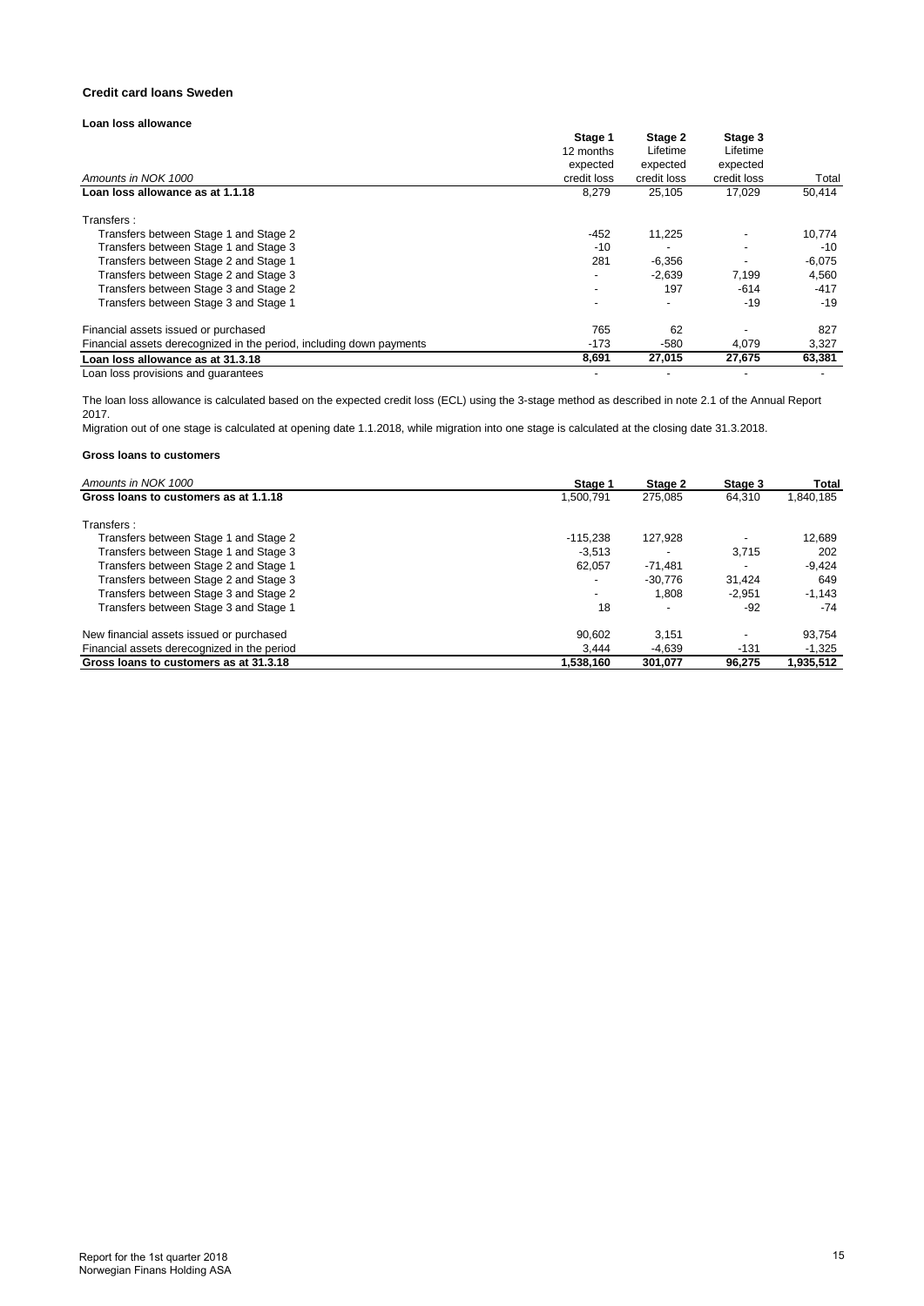### Credit card loans Sweden

#### Loan loss allowance

| Amounts in NOK 1000 | Stage 1 12 months expected credit loss | Stage 2 Lifetime expected credit loss | Stage 3 Lifetime expected credit loss | Total |
|---|---|---|---|---|
| **Loan loss allowance as at 1.1.18** | 8,279 | 25,105 | 17,029 | 50,414 |
| Transfers : | | | | |
| Transfers between Stage 1 and Stage 2 | -452 | 11,225 | - | 10,774 |
| Transfers between Stage 1 and Stage 3 | -10 | - | - | -10 |
| Transfers between Stage 2 and Stage 1 | 281 | -6,356 | - | -6,075 |
| Transfers between Stage 2 and Stage 3 | - | -2,639 | 7,199 | 4,560 |
| Transfers between Stage 3 and Stage 2 | - | 197 | -614 | -417 |
| Transfers between Stage 3 and Stage 1 | - | - | -19 | -19 |
| Financial assets issued or purchased | 765 | 62 | - | 827 |
| Financial assets derecognized in the period, including down payments | -173 | -580 | 4,079 | 3,327 |
| **Loan loss allowance as at 31.3.18** | **8,691** | **27,015** | **27,675** | **63,381** |
| Loan loss provisions and guarantees | - | - | - | - |

The loan loss allowance is calculated based on the expected credit loss (ECL) using the 3-stage method as described in note 2.1 of the Annual Report 2017.
Migration out of one stage is calculated at opening date 1.1.2018, while migration into one stage is calculated at the closing date 31.3.2018.

#### Gross loans to customers

| Amounts in NOK 1000 | Stage 1 | Stage 2 | Stage 3 | Total |
|---|---|---|---|---|
| **Gross loans to customers as at 1.1.18** | 1,500,791 | 275,085 | 64,310 | 1,840,185 |
| Transfers : | | | | |
| Transfers between Stage 1 and Stage 2 | -115,238 | 127,928 | - | 12,689 |
| Transfers between Stage 1 and Stage 3 | -3,513 | - | 3,715 | 202 |
| Transfers between Stage 2 and Stage 1 | 62,057 | -71,481 | - | -9,424 |
| Transfers between Stage 2 and Stage 3 | - | -30,776 | 31,424 | 649 |
| Transfers between Stage 3 and Stage 2 | - | 1,808 | -2,951 | -1,143 |
| Transfers between Stage 3 and Stage 1 | 18 | - | -92 | -74 |
| New financial assets issued or purchased | 90,602 | 3,151 | - | 93,754 |
| Financial assets derecognized in the period | 3,444 | -4,639 | -131 | -1,325 |
| **Gross loans to customers as at 31.3.18** | **1,538,160** | **301,077** | **96,275** | **1,935,512** |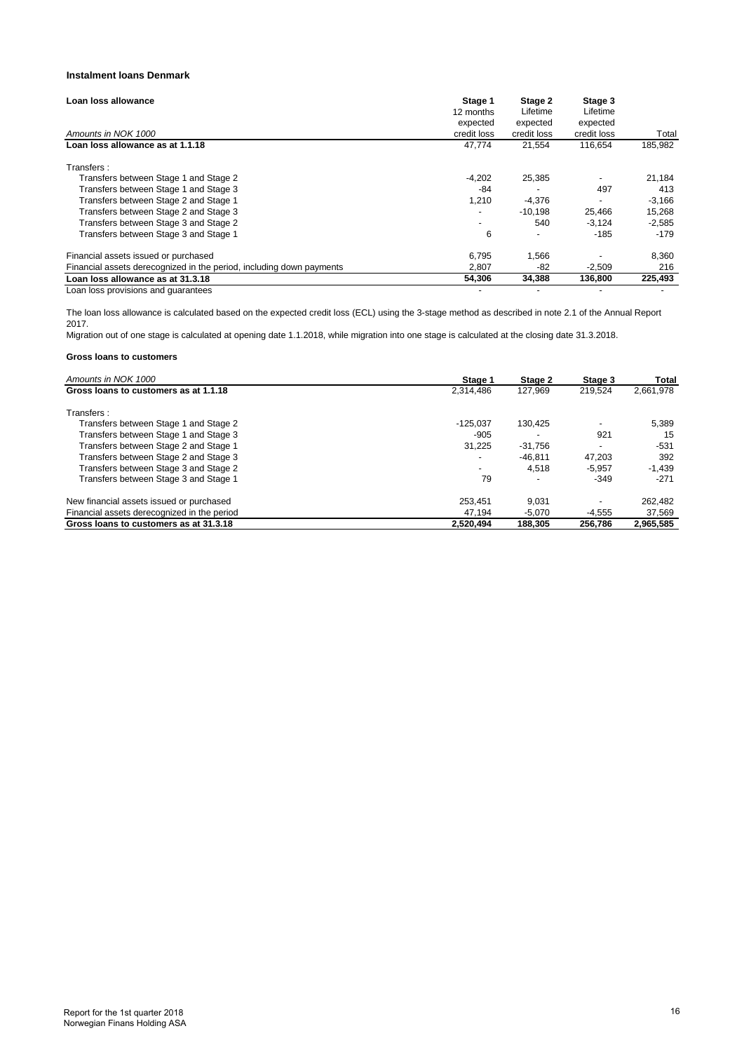### Instalment loans Denmark

| Loan loss allowance<br>*Amounts in NOK 1000* | Stage 1<br>12 months expected credit loss | Stage 2<br>Lifetime expected credit loss | Stage 3<br>Lifetime expected credit loss | Total |
|---|---|---|---|---|
| **Loan loss allowance as at 1.1.18** | 47,774 | 21,554 | 116,654 | 185,982 |
| Transfers : | | | | |
| Transfers between Stage 1 and Stage 2 | -4,202 | 25,385 | - | 21,184 |
| Transfers between Stage 1 and Stage 3 | -84 | - | 497 | 413 |
| Transfers between Stage 2 and Stage 1 | 1,210 | -4,376 | - | -3,166 |
| Transfers between Stage 2 and Stage 3 | - | -10,198 | 25,466 | 15,268 |
| Transfers between Stage 3 and Stage 2 | - | 540 | -3,124 | -2,585 |
| Transfers between Stage 3 and Stage 1 | 6 | - | -185 | -179 |
| Financial assets issued or purchased | 6,795 | 1,566 | - | 8,360 |
| Financial assets derecognized in the period, including down payments | 2,807 | -82 | -2,509 | 216 |
| **Loan loss allowance as at 31.3.18** | **54,306** | **34,388** | **136,800** | **225,493** |
| Loan loss provisions and guarantees | - | - | - | - |

The loan loss allowance is calculated based on the expected credit loss (ECL) using the 3-stage method as described in note 2.1 of the Annual Report 2017.
Migration out of one stage is calculated at opening date 1.1.2018, while migration into one stage is calculated at the closing date 31.3.2018.

**Gross loans to customers**

| *Amounts in NOK 1000* | Stage 1 | Stage 2 | Stage 3 | Total |
|---|---|---|---|---|
| **Gross loans to customers as at 1.1.18** | 2,314,486 | 127,969 | 219,524 | 2,661,978 |
| Transfers : | | | | |
| Transfers between Stage 1 and Stage 2 | -125,037 | 130,425 | - | 5,389 |
| Transfers between Stage 1 and Stage 3 | -905 | - | 921 | 15 |
| Transfers between Stage 2 and Stage 1 | 31,225 | -31,756 | - | -531 |
| Transfers between Stage 2 and Stage 3 | - | -46,811 | 47,203 | 392 |
| Transfers between Stage 3 and Stage 2 | - | 4,518 | -5,957 | -1,439 |
| Transfers between Stage 3 and Stage 1 | 79 | - | -349 | -271 |
| New financial assets issued or purchased | 253,451 | 9,031 | - | 262,482 |
| Financial assets derecognized in the period | 47,194 | -5,070 | -4,555 | 37,569 |
| **Gross loans to customers as at 31.3.18** | **2,520,494** | **188,305** | **256,786** | **2,965,585** |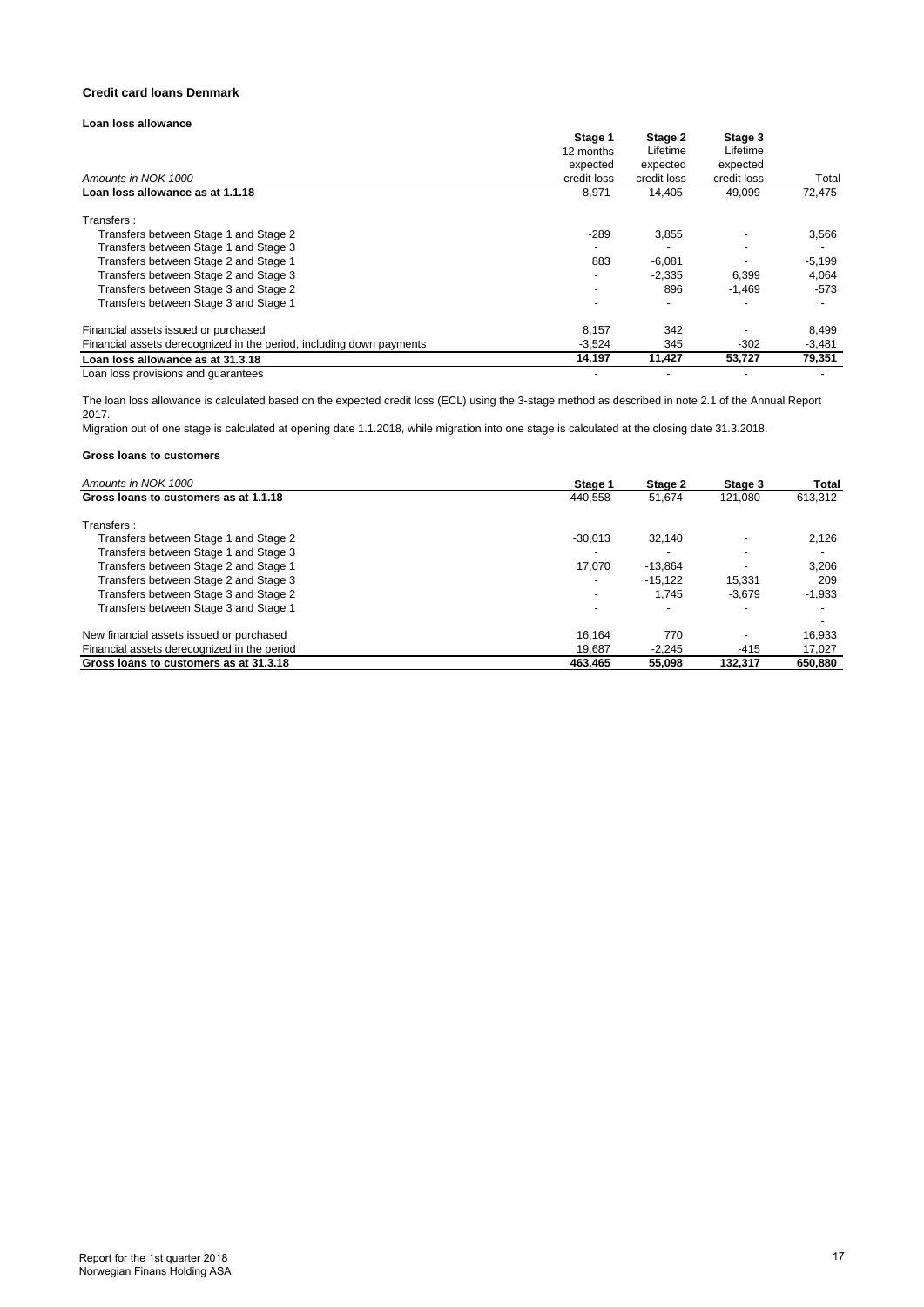### Credit card loans Denmark

#### Loan loss allowance

| Amounts in NOK 1000 | Stage 1 12 months expected credit loss | Stage 2 Lifetime expected credit loss | Stage 3 Lifetime expected credit loss | Total |
|---|---|---|---|---|
| **Loan loss allowance as at 1.1.18** | 8,971 | 14,405 | 49,099 | 72,475 |
| Transfers : | | | | |
| Transfers between Stage 1 and Stage 2 | -289 | 3,855 | - | 3,566 |
| Transfers between Stage 1 and Stage 3 | - | - | - | - |
| Transfers between Stage 2 and Stage 1 | 883 | -6,081 | - | -5,199 |
| Transfers between Stage 2 and Stage 3 | - | -2,335 | 6,399 | 4,064 |
| Transfers between Stage 3 and Stage 2 | - | 896 | -1,469 | -573 |
| Transfers between Stage 3 and Stage 1 | - | - | - | - |
| Financial assets issued or purchased | 8,157 | 342 | - | 8,499 |
| Financial assets derecognized in the period, including down payments | -3,524 | 345 | -302 | -3,481 |
| **Loan loss allowance as at 31.3.18** | **14,197** | **11,427** | **53,727** | **79,351** |
| Loan loss provisions and guarantees | - | - | - | - |

The loan loss allowance is calculated based on the expected credit loss (ECL) using the 3-stage method as described in note 2.1 of the Annual Report 2017.
Migration out of one stage is calculated at opening date 1.1.2018, while migration into one stage is calculated at the closing date 31.3.2018.

#### Gross loans to customers

| Amounts in NOK 1000 | Stage 1 | Stage 2 | Stage 3 | Total |
|---|---|---|---|---|
| **Gross loans to customers as at 1.1.18** | 440,558 | 51,674 | 121,080 | 613,312 |
| Transfers : | | | | |
| Transfers between Stage 1 and Stage 2 | -30,013 | 32,140 | - | 2,126 |
| Transfers between Stage 1 and Stage 3 | - | - | - | - |
| Transfers between Stage 2 and Stage 1 | 17,070 | -13,864 | - | 3,206 |
| Transfers between Stage 2 and Stage 3 | - | -15,122 | 15,331 | 209 |
| Transfers between Stage 3 and Stage 2 | - | 1,745 | -3,679 | -1,933 |
| Transfers between Stage 3 and Stage 1 | - | - | - | - |
| | | | | - |
| New financial assets issued or purchased | 16,164 | 770 | - | 16,933 |
| Financial assets derecognized in the period | 19,687 | -2,245 | -415 | 17,027 |
| **Gross loans to customers as at 31.3.18** | **463,465** | **55,098** | **132,317** | **650,880** |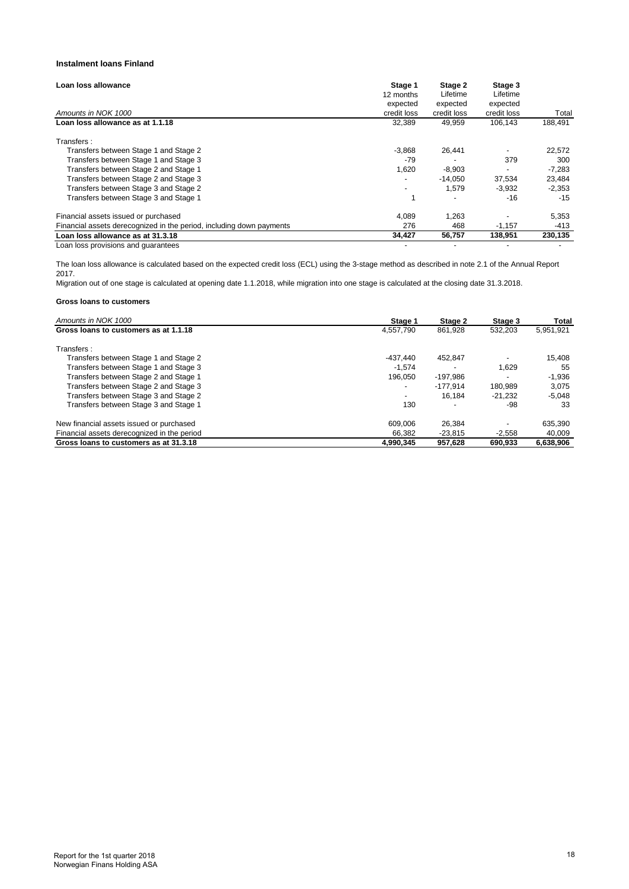### Instalment loans Finland

| Loan loss allowance | Stage 1 | Stage 2 | Stage 3 | |
|---|---|---|---|---|
| | 12 months | Lifetime | Lifetime | |
| | expected | expected | expected | |
| *Amounts in NOK 1000* | credit loss | credit loss | credit loss | Total |
| **Loan loss allowance as at 1.1.18** | 32,389 | 49,959 | 106,143 | 188,491 |
| Transfers : | | | | |
| Transfers between Stage 1 and Stage 2 | -3,868 | 26,441 | - | 22,572 |
| Transfers between Stage 1 and Stage 3 | -79 | - | 379 | 300 |
| Transfers between Stage 2 and Stage 1 | 1,620 | -8,903 | - | -7,283 |
| Transfers between Stage 2 and Stage 3 | - | -14,050 | 37,534 | 23,484 |
| Transfers between Stage 3 and Stage 2 | - | 1,579 | -3,932 | -2,353 |
| Transfers between Stage 3 and Stage 1 | 1 | - | -16 | -15 |
| Financial assets issued or purchased | 4,089 | 1,263 | - | 5,353 |
| Financial assets derecognized in the period, including down payments | 276 | 468 | -1,157 | -413 |
| **Loan loss allowance as at 31.3.18** | **34,427** | **56,757** | **138,951** | **230,135** |
| Loan loss provisions and guarantees | - | - | - | - |

The loan loss allowance is calculated based on the expected credit loss (ECL) using the 3-stage method as described in note 2.1 of the Annual Report 2017.
Migration out of one stage is calculated at opening date 1.1.2018, while migration into one stage is calculated at the closing date 31.3.2018.

**Gross loans to customers**

| *Amounts in NOK 1000* | Stage 1 | Stage 2 | Stage 3 | Total |
|---|---|---|---|---|
| **Gross loans to customers as at 1.1.18** | 4,557,790 | 861,928 | 532,203 | 5,951,921 |
| Transfers : | | | | |
| Transfers between Stage 1 and Stage 2 | -437,440 | 452,847 | - | 15,408 |
| Transfers between Stage 1 and Stage 3 | -1,574 | - | 1,629 | 55 |
| Transfers between Stage 2 and Stage 1 | 196,050 | -197,986 | - | -1,936 |
| Transfers between Stage 2 and Stage 3 | - | -177,914 | 180,989 | 3,075 |
| Transfers between Stage 3 and Stage 2 | - | 16,184 | -21,232 | -5,048 |
| Transfers between Stage 3 and Stage 1 | 130 | - | -98 | 33 |
| New financial assets issued or purchased | 609,006 | 26,384 | - | 635,390 |
| Financial assets derecognized in the period | 66,382 | -23,815 | -2,558 | 40,009 |
| **Gross loans to customers as at 31.3.18** | **4,990,345** | **957,628** | **690,933** | **6,638,906** |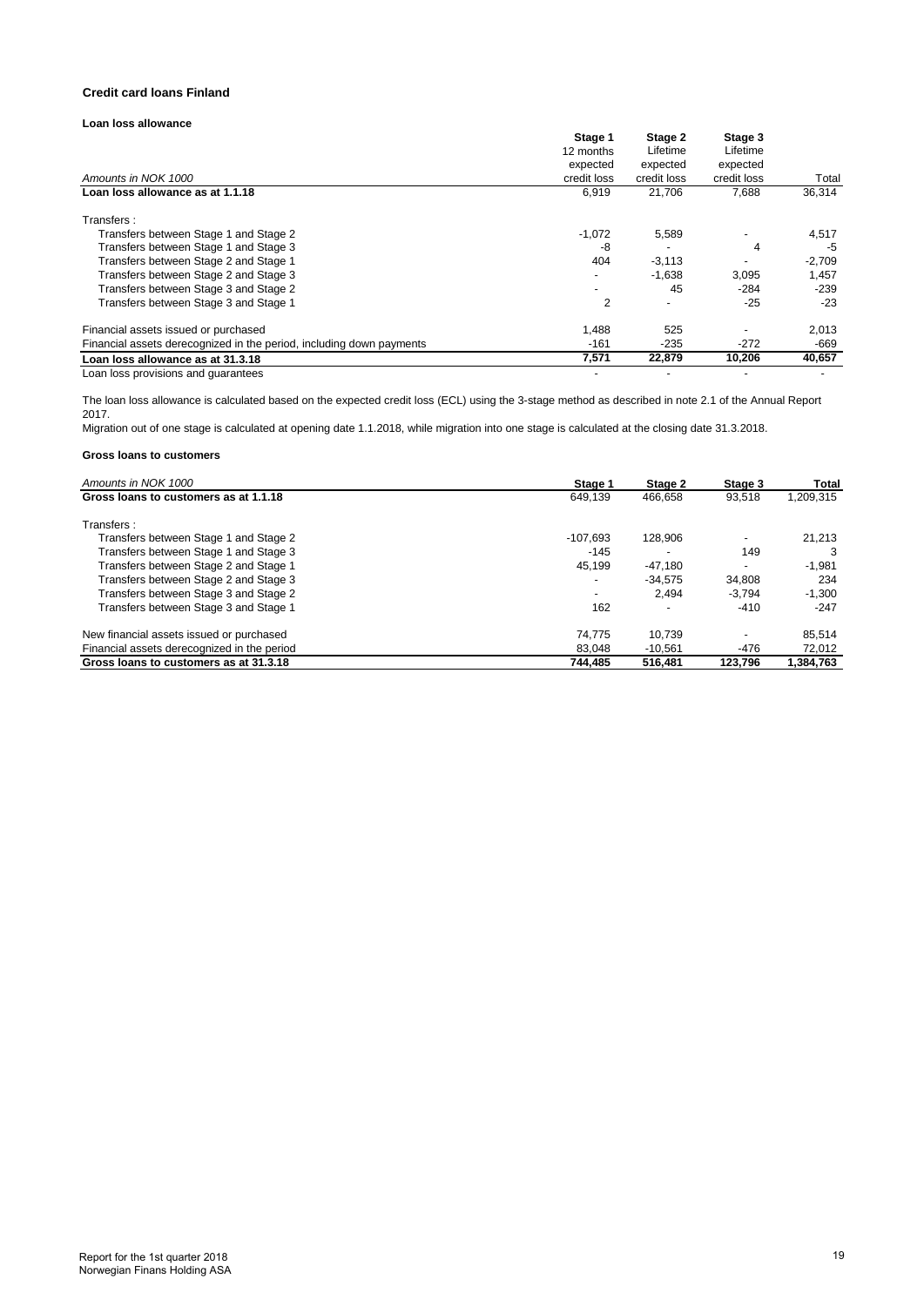### Credit card loans Finland

#### Loan loss allowance

| Amounts in NOK 1000 | Stage 1<br>12 months expected credit loss | Stage 2<br>Lifetime expected credit loss | Stage 3<br>Lifetime expected credit loss | Total |
|---|---|---|---|---|
| **Loan loss allowance as at 1.1.18** | 6,919 | 21,706 | 7,688 | 36,314 |
| Transfers : | | | | |
| Transfers between Stage 1 and Stage 2 | -1,072 | 5,589 | - | 4,517 |
| Transfers between Stage 1 and Stage 3 | -8 | - | 4 | -5 |
| Transfers between Stage 2 and Stage 1 | 404 | -3,113 | - | -2,709 |
| Transfers between Stage 2 and Stage 3 | - | -1,638 | 3,095 | 1,457 |
| Transfers between Stage 3 and Stage 2 | - | 45 | -284 | -239 |
| Transfers between Stage 3 and Stage 1 | 2 | - | -25 | -23 |
| Financial assets issued or purchased | 1,488 | 525 | - | 2,013 |
| Financial assets derecognized in the period, including down payments | -161 | -235 | -272 | -669 |
| **Loan loss allowance as at 31.3.18** | **7,571** | **22,879** | **10,206** | **40,657** |
| Loan loss provisions and guarantees | - | - | - | - |

The loan loss allowance is calculated based on the expected credit loss (ECL) using the 3-stage method as described in note 2.1 of the Annual Report 2017.
Migration out of one stage is calculated at opening date 1.1.2018, while migration into one stage is calculated at the closing date 31.3.2018.

#### Gross loans to customers

| Amounts in NOK 1000 | Stage 1 | Stage 2 | Stage 3 | Total |
|---|---|---|---|---|
| **Gross loans to customers as at 1.1.18** | 649,139 | 466,658 | 93,518 | 1,209,315 |
| Transfers : | | | | |
| Transfers between Stage 1 and Stage 2 | -107,693 | 128,906 | - | 21,213 |
| Transfers between Stage 1 and Stage 3 | -145 | - | 149 | 3 |
| Transfers between Stage 2 and Stage 1 | 45,199 | -47,180 | - | -1,981 |
| Transfers between Stage 2 and Stage 3 | - | -34,575 | 34,808 | 234 |
| Transfers between Stage 3 and Stage 2 | - | 2,494 | -3,794 | -1,300 |
| Transfers between Stage 3 and Stage 1 | 162 | - | -410 | -247 |
| New financial assets issued or purchased | 74,775 | 10,739 | - | 85,514 |
| Financial assets derecognized in the period | 83,048 | -10,561 | -476 | 72,012 |
| **Gross loans to customers as at 31.3.18** | **744,485** | **516,481** | **123,796** | **1,384,763** |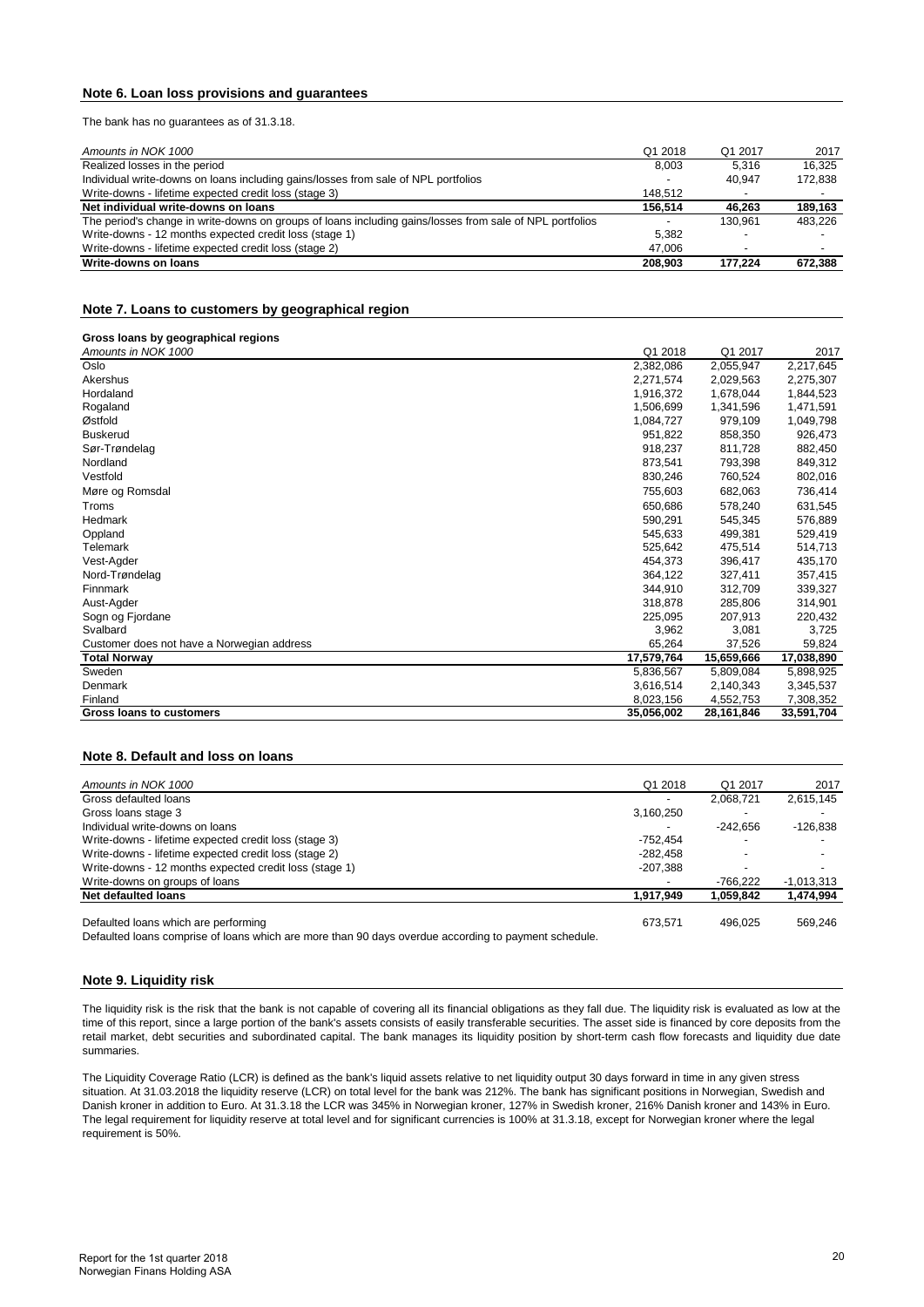## Note 6. Loan loss provisions and guarantees

The bank has no guarantees as of 31.3.18.

| *Amounts in NOK 1000* | Q1 2018 | Q1 2017 | 2017 |
|---|---|---|---|
| Realized losses in the period | 8,003 | 5,316 | 16,325 |
| Individual write-downs on loans including gains/losses from sale of NPL portfolios | - | 40,947 | 172,838 |
| Write-downs - lifetime expected credit loss (stage 3) | 148,512 | - | - |
| **Net individual write-downs on loans** | **156,514** | **46,263** | **189,163** |
| The period's change in write-downs on groups of loans including gains/losses from sale of NPL portfolios | - | 130,961 | 483,226 |
| Write-downs - 12 months expected credit loss (stage 1) | 5,382 | - | - |
| Write-downs - lifetime expected credit loss (stage 2) | 47,006 | - | - |
| **Write-downs on loans** | **208,903** | **177,224** | **672,388** |

## Note 7. Loans to customers by geographical region

**Gross loans by geographical regions**

| *Amounts in NOK 1000* | Q1 2018 | Q1 2017 | 2017 |
|---|---|---|---|
| Oslo | 2,382,086 | 2,055,947 | 2,217,645 |
| Akershus | 2,271,574 | 2,029,563 | 2,275,307 |
| Hordaland | 1,916,372 | 1,678,044 | 1,844,523 |
| Rogaland | 1,506,699 | 1,341,596 | 1,471,591 |
| Østfold | 1,084,727 | 979,109 | 1,049,798 |
| Buskerud | 951,822 | 858,350 | 926,473 |
| Sør-Trøndelag | 918,237 | 811,728 | 882,450 |
| Nordland | 873,541 | 793,398 | 849,312 |
| Vestfold | 830,246 | 760,524 | 802,016 |
| Møre og Romsdal | 755,603 | 682,063 | 736,414 |
| Troms | 650,686 | 578,240 | 631,545 |
| Hedmark | 590,291 | 545,345 | 576,889 |
| Oppland | 545,633 | 499,381 | 529,419 |
| Telemark | 525,642 | 475,514 | 514,713 |
| Vest-Agder | 454,373 | 396,417 | 435,170 |
| Nord-Trøndelag | 364,122 | 327,411 | 357,415 |
| Finnmark | 344,910 | 312,709 | 339,327 |
| Aust-Agder | 318,878 | 285,806 | 314,901 |
| Sogn og Fjordane | 225,095 | 207,913 | 220,432 |
| Svalbard | 3,962 | 3,081 | 3,725 |
| Customer does not have a Norwegian address | 65,264 | 37,526 | 59,824 |
| **Total Norway** | **17,579,764** | **15,659,666** | **17,038,890** |
| Sweden | 5,836,567 | 5,809,084 | 5,898,925 |
| Denmark | 3,616,514 | 2,140,343 | 3,345,537 |
| Finland | 8,023,156 | 4,552,753 | 7,308,352 |
| **Gross loans to customers** | **35,056,002** | **28,161,846** | **33,591,704** |

## Note 8. Default and loss on loans

| *Amounts in NOK 1000* | Q1 2018 | Q1 2017 | 2017 |
|---|---|---|---|
| Gross defaulted loans | - | 2,068,721 | 2,615,145 |
| Gross loans stage 3 | 3,160,250 | - | - |
| Individual write-downs on loans | - | -242,656 | -126,838 |
| Write-downs - lifetime expected credit loss (stage 3) | -752,454 | - | - |
| Write-downs - lifetime expected credit loss (stage 2) | -282,458 | - | - |
| Write-downs - 12 months expected credit loss (stage 1) | -207,388 | - | - |
| Write-downs on groups of loans | - | -766,222 | -1,013,313 |
| **Net defaulted loans** | **1,917,949** | **1,059,842** | **1,474,994** |
| | | | |
| Defaulted loans which are performing | 673,571 | 496,025 | 569,246 |

Defaulted loans comprise of loans which are more than 90 days overdue according to payment schedule.

## Note 9. Liquidity risk

The liquidity risk is the risk that the bank is not capable of covering all its financial obligations as they fall due. The liquidity risk is evaluated as low at the time of this report, since a large portion of the bank's assets consists of easily transferable securities. The asset side is financed by core deposits from the retail market, debt securities and subordinated capital. The bank manages its liquidity position by short-term cash flow forecasts and liquidity due date summaries.

The Liquidity Coverage Ratio (LCR) is defined as the bank's liquid assets relative to net liquidity output 30 days forward in time in any given stress situation. At 31.03.2018 the liquidity reserve (LCR) on total level for the bank was 212%. The bank has significant positions in Norwegian, Swedish and Danish kroner in addition to Euro. At 31.3.18 the LCR was 345% in Norwegian kroner, 127% in Swedish kroner, 216% Danish kroner and 143% in Euro. The legal requirement for liquidity reserve at total level and for significant currencies is 100% at 31.3.18, except for Norwegian kroner where the legal requirement is 50%.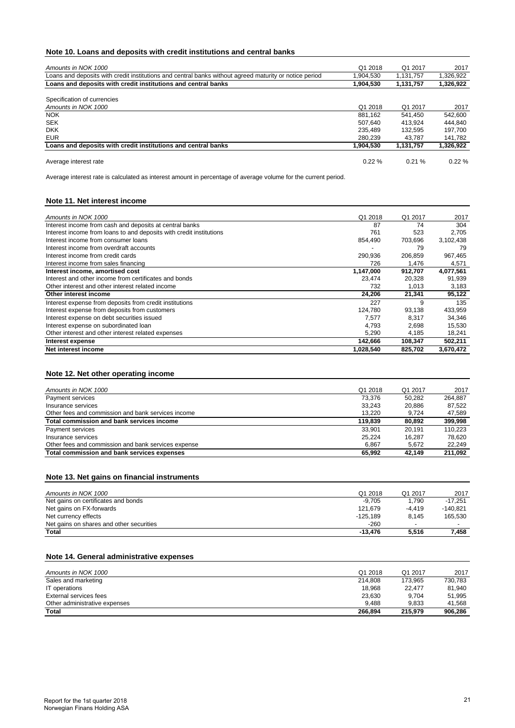## Note 10. Loans and deposits with credit institutions and central banks

| Amounts in NOK 1000 | Q1 2018 | Q1 2017 | 2017 |
|---|---|---|---|
| Loans and deposits with credit institutions and central banks without agreed maturity or notice period | 1,904,530 | 1,131,757 | 1,326,922 |
| **Loans and deposits with credit institutions and central banks** | **1,904,530** | **1,131,757** | **1,326,922** |

Specification of currencies

| Amounts in NOK 1000 | Q1 2018 | Q1 2017 | 2017 |
|---|---|---|---|
| NOK | 881,162 | 541,450 | 542,600 |
| SEK | 507,640 | 413,924 | 444,840 |
| DKK | 235,489 | 132,595 | 197,700 |
| EUR | 280,239 | 43,787 | 141,782 |
| **Loans and deposits with credit institutions and central banks** | **1,904,530** | **1,131,757** | **1,326,922** |
| Average interest rate | 0.22 % | 0.21 % | 0.22 % |

Average interest rate is calculated as interest amount in percentage of average volume for the current period.

## Note 11. Net interest income

| Amounts in NOK 1000 | Q1 2018 | Q1 2017 | 2017 |
|---|---|---|---|
| Interest income from cash and deposits at central banks | 87 | 74 | 304 |
| Interest income from loans to and deposits with credit institutions | 761 | 523 | 2,705 |
| Interest income from consumer loans | 854,490 | 703,696 | 3,102,438 |
| Interest income from overdraft accounts | - | 79 | 79 |
| Interest income from credit cards | 290,936 | 206,859 | 967,465 |
| Interest income from sales financing | 726 | 1,476 | 4,571 |
| **Interest income, amortised cost** | **1,147,000** | **912,707** | **4,077,561** |
| Interest and other income from certificates and bonds | 23,474 | 20,328 | 91,939 |
| Other interest and other interest related income | 732 | 1,013 | 3,183 |
| **Other interest income** | **24,206** | **21,341** | **95,122** |
| Interest expense from deposits from credit institutions | 227 | 9 | 135 |
| Interest expense from deposits from customers | 124,780 | 93,138 | 433,959 |
| Interest expense on debt securities issued | 7,577 | 8,317 | 34,346 |
| Interest expense on subordinated loan | 4,793 | 2,698 | 15,530 |
| Other interest and other interest related expenses | 5,290 | 4,185 | 18,241 |
| **Interest expense** | **142,666** | **108,347** | **502,211** |
| **Net interest income** | **1,028,540** | **825,702** | **3,670,472** |

## Note 12. Net other operating income

| Amounts in NOK 1000 | Q1 2018 | Q1 2017 | 2017 |
|---|---|---|---|
| Payment services | 73,376 | 50,282 | 264,887 |
| Insurance services | 33,243 | 20,886 | 87,522 |
| Other fees and commission and bank services income | 13,220 | 9,724 | 47,589 |
| **Total commission and bank services income** | **119,839** | **80,892** | **399,998** |
| Payment services | 33,901 | 20,191 | 110,223 |
| Insurance services | 25,224 | 16,287 | 78,620 |
| Other fees and commission and bank services expense | 6,867 | 5,672 | 22,249 |
| **Total commission and bank services expenses** | **65,992** | **42,149** | **211,092** |

## Note 13. Net gains on financial instruments

| Amounts in NOK 1000 | Q1 2018 | Q1 2017 | 2017 |
|---|---|---|---|
| Net gains on certificates and bonds | -9,705 | 1,790 | -17,251 |
| Net gains on FX-forwards | 121,679 | -4,419 | -140,821 |
| Net currency effects | -125,189 | 8,145 | 165,530 |
| Net gains on shares and other securities | -260 | - | - |
| **Total** | **-13,476** | **5,516** | **7,458** |

## Note 14. General administrative expenses

| Amounts in NOK 1000 | Q1 2018 | Q1 2017 | 2017 |
|---|---|---|---|
| Sales and marketing | 214,808 | 173,965 | 730,783 |
| IT operations | 18,968 | 22,477 | 81,940 |
| External services fees | 23,630 | 9,704 | 51,995 |
| Other administrative expenses | 9,488 | 9,833 | 41,568 |
| **Total** | **266,894** | **215,979** | **906,286** |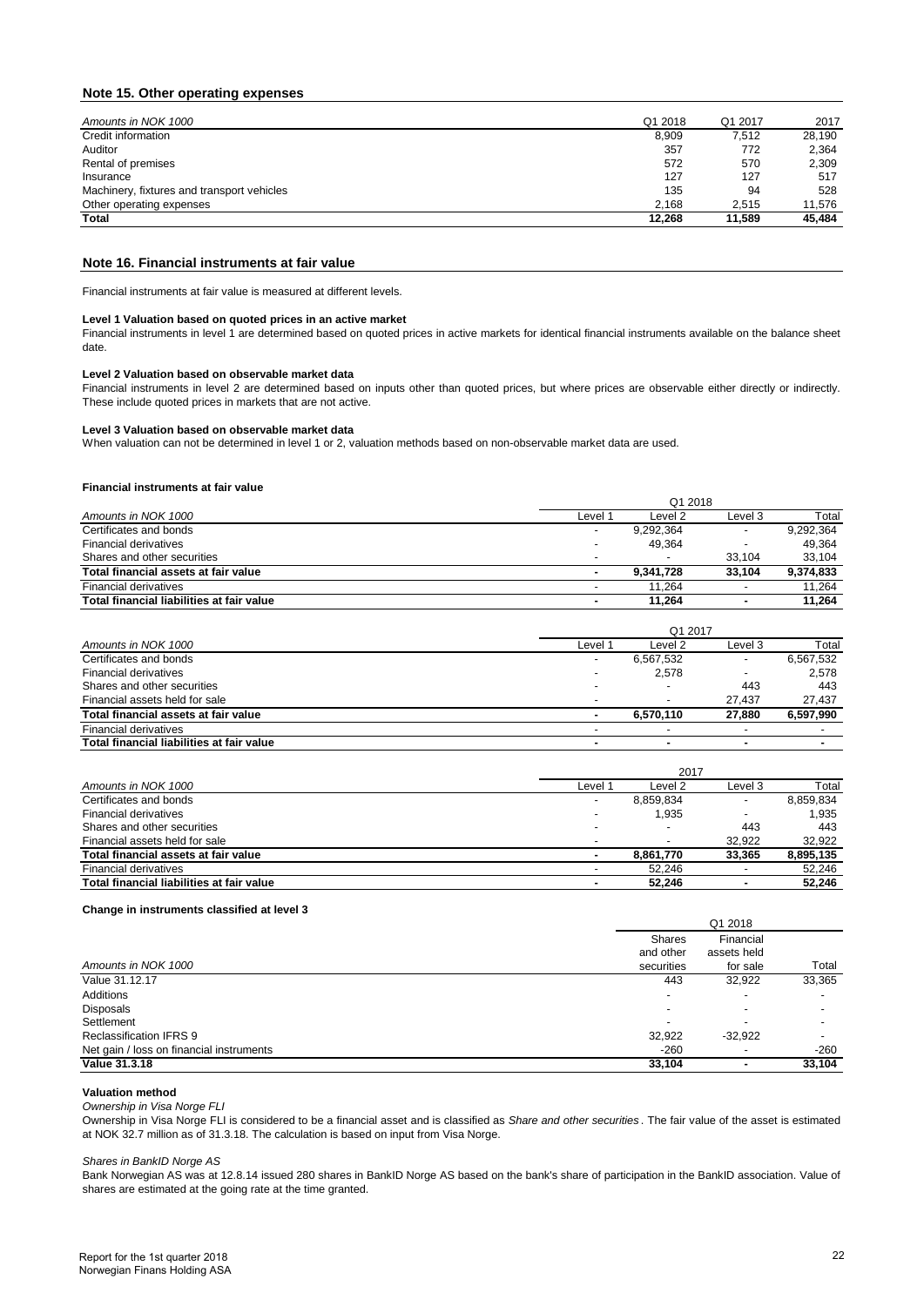## Note 15. Other operating expenses

| Amounts in NOK 1000 | Q1 2018 | Q1 2017 | 2017 |
|---|---|---|---|
| Credit information | 8,909 | 7,512 | 28,190 |
| Auditor | 357 | 772 | 2,364 |
| Rental of premises | 572 | 570 | 2,309 |
| Insurance | 127 | 127 | 517 |
| Machinery, fixtures and transport vehicles | 135 | 94 | 528 |
| Other operating expenses | 2,168 | 2,515 | 11,576 |
| **Total** | **12,268** | **11,589** | **45,484** |

## Note 16. Financial instruments at fair value

Financial instruments at fair value is measured at different levels.

**Level 1 Valuation based on quoted prices in an active market**
Financial instruments in level 1 are determined based on quoted prices in active markets for identical financial instruments available on the balance sheet date.

**Level 2 Valuation based on observable market data**
Financial instruments in level 2 are determined based on inputs other than quoted prices, but where prices are observable either directly or indirectly. These include quoted prices in markets that are not active.

**Level 3 Valuation based on observable market data**
When valuation can not be determined in level 1 or 2, valuation methods based on non-observable market data are used.

**Financial instruments at fair value**

| | Q1 2018 | | | |
|---|---|---|---|---|
| Amounts in NOK 1000 | Level 1 | Level 2 | Level 3 | Total |
| Certificates and bonds | - | 9,292,364 | - | 9,292,364 |
| Financial derivatives | - | 49,364 | - | 49,364 |
| Shares and other securities | - | - | 33,104 | 33,104 |
| **Total financial assets at fair value** | **-** | **9,341,728** | **33,104** | **9,374,833** |
| Financial derivatives | - | 11,264 | - | 11,264 |
| **Total financial liabilities at fair value** | **-** | **11,264** | **-** | **11,264** |

| | Q1 2017 | | | |
|---|---|---|---|---|
| Amounts in NOK 1000 | Level 1 | Level 2 | Level 3 | Total |
| Certificates and bonds | - | 6,567,532 | - | 6,567,532 |
| Financial derivatives | - | 2,578 | - | 2,578 |
| Shares and other securities | - | - | 443 | 443 |
| Financial assets held for sale | - | - | 27,437 | 27,437 |
| **Total financial assets at fair value** | **-** | **6,570,110** | **27,880** | **6,597,990** |
| Financial derivatives | - | - | - | - |
| **Total financial liabilities at fair value** | **-** | **-** | **-** | **-** |

| | 2017 | | | |
|---|---|---|---|---|
| Amounts in NOK 1000 | Level 1 | Level 2 | Level 3 | Total |
| Certificates and bonds | - | 8,859,834 | - | 8,859,834 |
| Financial derivatives | - | 1,935 | - | 1,935 |
| Shares and other securities | - | - | 443 | 443 |
| Financial assets held for sale | - | - | 32,922 | 32,922 |
| **Total financial assets at fair value** | **-** | **8,861,770** | **33,365** | **8,895,135** |
| Financial derivatives | - | 52,246 | - | 52,246 |
| **Total financial liabilities at fair value** | **-** | **52,246** | **-** | **52,246** |

**Change in instruments classified at level 3**

| | Q1 2018 | | |
|---|---|---|---|
| Amounts in NOK 1000 | Shares and other securities | Financial assets held for sale | Total |
| Value 31.12.17 | 443 | 32,922 | 33,365 |
| Additions | - | - | - |
| Disposals | - | - | - |
| Settlement | - | - | - |
| Reclassification IFRS 9 | 32,922 | -32,922 | - |
| Net gain / loss on financial instruments | -260 | - | -260 |
| **Value 31.3.18** | **33,104** | **-** | **33,104** |

**Valuation method**

*Ownership in Visa Norge FLI*

Ownership in Visa Norge FLI is considered to be a financial asset and is classified as *Share and other securities*. The fair value of the asset is estimated at NOK 32.7 million as of 31.3.18. The calculation is based on input from Visa Norge.

*Shares in BankID Norge AS*

Bank Norwegian AS was at 12.8.14 issued 280 shares in BankID Norge AS based on the bank's share of participation in the BankID association. Value of shares are estimated at the going rate at the time granted.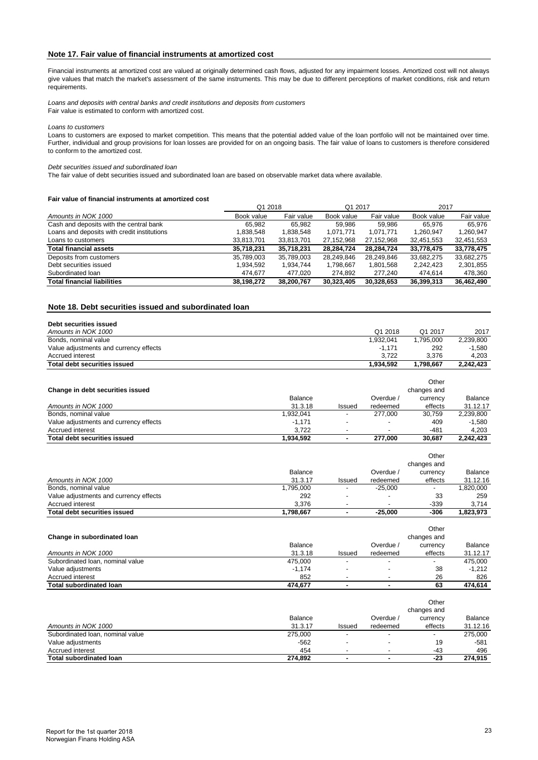## Note 17. Fair value of financial instruments at amortized cost

Financial instruments at amortized cost are valued at originally determined cash flows, adjusted for any impairment losses. Amortized cost will not always give values that match the market's assessment of the same instruments. This may be due to different perceptions of market conditions, risk and return requirements.

*Loans and deposits with central banks and credit institutions and deposits from customers*
Fair value is estimated to conform with amortized cost.

*Loans to customers*
Loans to customers are exposed to market competition. This means that the potential added value of the loan portfolio will not be maintained over time. Further, individual and group provisions for loan losses are provided for on an ongoing basis. The fair value of loans to customers is therefore considered to conform to the amortized cost.

*Debt securities issued and subordinated loan*
The fair value of debt securities issued and subordinated loan are based on observable market data where available.

**Fair value of financial instruments at amortized cost**

| | Q1 2018 | | Q1 2017 | | 2017 | |
|---|---|---|---|---|---|---|
| *Amounts in NOK 1000* | Book value | Fair value | Book value | Fair value | Book value | Fair value |
| Cash and deposits with the central bank | 65,982 | 65,982 | 59,986 | 59,986 | 65,976 | 65,976 |
| Loans and deposits with credit institutions | 1,838,548 | 1,838,548 | 1,071,771 | 1,071,771 | 1,260,947 | 1,260,947 |
| Loans to customers | 33,813,701 | 33,813,701 | 27,152,968 | 27,152,968 | 32,451,553 | 32,451,553 |
| **Total financial assets** | **35,718,231** | **35,718,231** | **28,284,724** | **28,284,724** | **33,778,475** | **33,778,475** |
| Deposits from customers | 35,789,003 | 35,789,003 | 28,249,846 | 28,249,846 | 33,682,275 | 33,682,275 |
| Debt securities issued | 1,934,592 | 1,934,744 | 1,798,667 | 1,801,568 | 2,242,423 | 2,301,855 |
| Subordinated loan | 474,677 | 477,020 | 274,892 | 277,240 | 474,614 | 478,360 |
| **Total financial liabilities** | **38,198,272** | **38,200,767** | **30,323,405** | **30,328,653** | **36,399,313** | **36,462,490** |

## Note 18. Debt securities issued and subordinated loan

**Debt securities issued**

| *Amounts in NOK 1000* | Q1 2018 | Q1 2017 | 2017 |
|---|---|---|---|
| Bonds, nominal value | 1,932,041 | 1,795,000 | 2,239,800 |
| Value adjustments and currency effects | -1,171 | 292 | -1,580 |
| Accrued interest | 3,722 | 3,376 | 4,203 |
| **Total debt securities issued** | **1,934,592** | **1,798,667** | **2,242,423** |

**Change in debt securities issued**

| *Amounts in NOK 1000* | Balance 31.3.18 | Issued | Overdue / redeemed | Other changes and currency effects | Balance 31.12.17 |
|---|---|---|---|---|---|
| Bonds, nominal value | 1,932,041 | - | 277,000 | 30,759 | 2,239,800 |
| Value adjustments and currency effects | -1,171 | - | - | 409 | -1,580 |
| Accrued interest | 3,722 | - | - | -481 | 4,203 |
| **Total debt securities issued** | **1,934,592** | **-** | **277,000** | **30,687** | **2,242,423** |

| *Amounts in NOK 1000* | Balance 31.3.17 | Issued | Overdue / redeemed | Other changes and currency effects | Balance 31.12.16 |
|---|---|---|---|---|---|
| Bonds, nominal value | 1,795,000 | - | -25,000 | - | 1,820,000 |
| Value adjustments and currency effects | 292 | - | - | 33 | 259 |
| Accrued interest | 3,376 | - | - | -339 | 3,714 |
| **Total debt securities issued** | **1,798,667** | **-** | **-25,000** | **-306** | **1,823,973** |

**Change in subordinated loan**

| *Amounts in NOK 1000* | Balance 31.3.18 | Issued | Overdue / redeemed | Other changes and currency effects | Balance 31.12.17 |
|---|---|---|---|---|---|
| Subordinated loan, nominal value | 475,000 | - | - | - | 475,000 |
| Value adjustments | -1,174 | - | - | 38 | -1,212 |
| Accrued interest | 852 | - | - | 26 | 826 |
| **Total subordinated loan** | **474,677** | **-** | **-** | **63** | **474,614** |

| *Amounts in NOK 1000* | Balance 31.3.17 | Issued | Overdue / redeemed | Other changes and currency effects | Balance 31.12.16 |
|---|---|---|---|---|---|
| Subordinated loan, nominal value | 275,000 | - | - | - | 275,000 |
| Value adjustments | -562 | - | - | 19 | -581 |
| Accrued interest | 454 | - | - | -43 | 496 |
| **Total subordinated loan** | **274,892** | **-** | **-** | **-23** | **274,915** |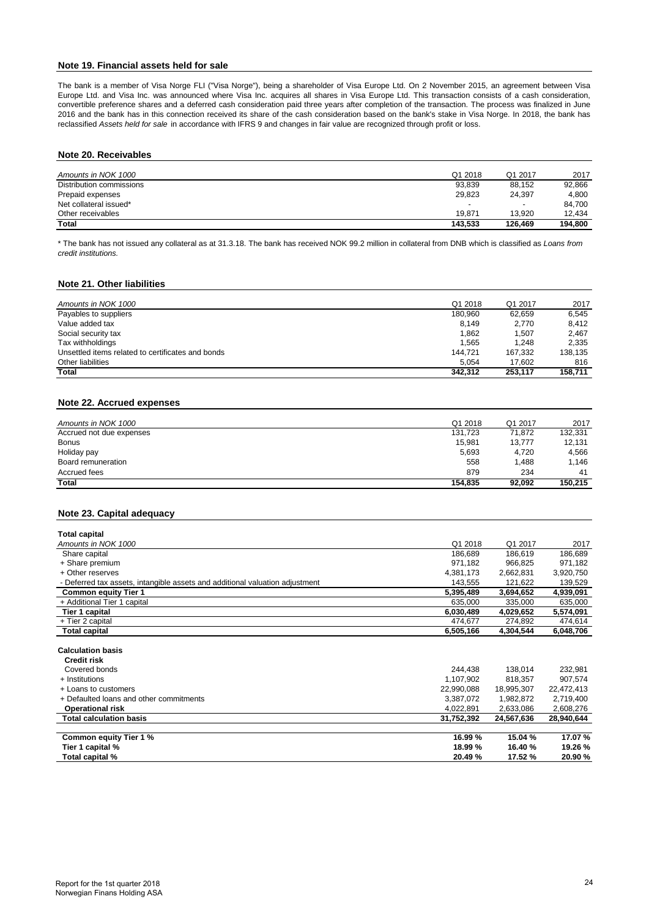## Note 19. Financial assets held for sale

The bank is a member of Visa Norge FLI ("Visa Norge"), being a shareholder of Visa Europe Ltd. On 2 November 2015, an agreement between Visa Europe Ltd. and Visa Inc. was announced where Visa Inc. acquires all shares in Visa Europe Ltd. This transaction consists of a cash consideration, convertible preference shares and a deferred cash consideration paid three years after completion of the transaction. The process was finalized in June 2016 and the bank has in this connection received its share of the cash consideration based on the bank's stake in Visa Norge. In 2018, the bank has reclassified *Assets held for sale* in accordance with IFRS 9 and changes in fair value are recognized through profit or loss.

## Note 20. Receivables

| *Amounts in NOK 1000* | Q1 2018 | Q1 2017 | 2017 |
|---|---|---|---|
| Distribution commissions | 93,839 | 88,152 | 92,866 |
| Prepaid expenses | 29,823 | 24,397 | 4,800 |
| Net collateral issued* | - | - | 84,700 |
| Other receivables | 19,871 | 13,920 | 12,434 |
| **Total** | **143,533** | **126,469** | **194,800** |

* The bank has not issued any collateral as at 31.3.18. The bank has received NOK 99.2 million in collateral from DNB which is classified as *Loans from credit institutions.*

## Note 21. Other liabilities

| *Amounts in NOK 1000* | Q1 2018 | Q1 2017 | 2017 |
|---|---|---|---|
| Payables to suppliers | 180,960 | 62,659 | 6,545 |
| Value added tax | 8,149 | 2,770 | 8,412 |
| Social security tax | 1,862 | 1,507 | 2,467 |
| Tax withholdings | 1,565 | 1,248 | 2,335 |
| Unsettled items related to certificates and bonds | 144,721 | 167,332 | 138,135 |
| Other liabilities | 5,054 | 17,602 | 816 |
| **Total** | **342,312** | **253,117** | **158,711** |

## Note 22. Accrued expenses

| *Amounts in NOK 1000* | Q1 2018 | Q1 2017 | 2017 |
|---|---|---|---|
| Accrued not due expenses | 131,723 | 71,872 | 132,331 |
| Bonus | 15,981 | 13,777 | 12,131 |
| Holiday pay | 5,693 | 4,720 | 4,566 |
| Board remuneration | 558 | 1,488 | 1,146 |
| Accrued fees | 879 | 234 | 41 |
| **Total** | **154,835** | **92,092** | **150,215** |

## Note 23. Capital adequacy

| **Total capital** | | | |
|---|---|---|---|
| *Amounts in NOK 1000* | Q1 2018 | Q1 2017 | 2017 |
| Share capital | 186,689 | 186,619 | 186,689 |
| + Share premium | 971,182 | 966,825 | 971,182 |
| + Other reserves | 4,381,173 | 2,662,831 | 3,920,750 |
| - Deferred tax assets, intangible assets and additional valuation adjustment | 143,555 | 121,622 | 139,529 |
| **Common equity Tier 1** | **5,395,489** | **3,694,652** | **4,939,091** |
| + Additional Tier 1 capital | 635,000 | 335,000 | 635,000 |
| **Tier 1 capital** | **6,030,489** | **4,029,652** | **5,574,091** |
| + Tier 2 capital | 474,677 | 274,892 | 474,614 |
| **Total capital** | **6,505,166** | **4,304,544** | **6,048,706** |
| | | | |
| **Calculation basis** | | | |
| **Credit risk** | | | |
| Covered bonds | 244,438 | 138,014 | 232,981 |
| + Institutions | 1,107,902 | 818,357 | 907,574 |
| + Loans to customers | 22,990,088 | 18,995,307 | 22,472,413 |
| + Defaulted loans and other commitments | 3,387,072 | 1,982,872 | 2,719,400 |
| **Operational risk** | 4,022,891 | 2,633,086 | 2,608,276 |
| **Total calculation basis** | **31,752,392** | **24,567,636** | **28,940,644** |
| | | | |
| **Common equity Tier 1 %** | **16.99 %** | **15.04 %** | **17.07 %** |
| **Tier 1 capital %** | **18.99 %** | **16.40 %** | **19.26 %** |
| **Total capital %** | **20.49 %** | **17.52 %** | **20.90 %** |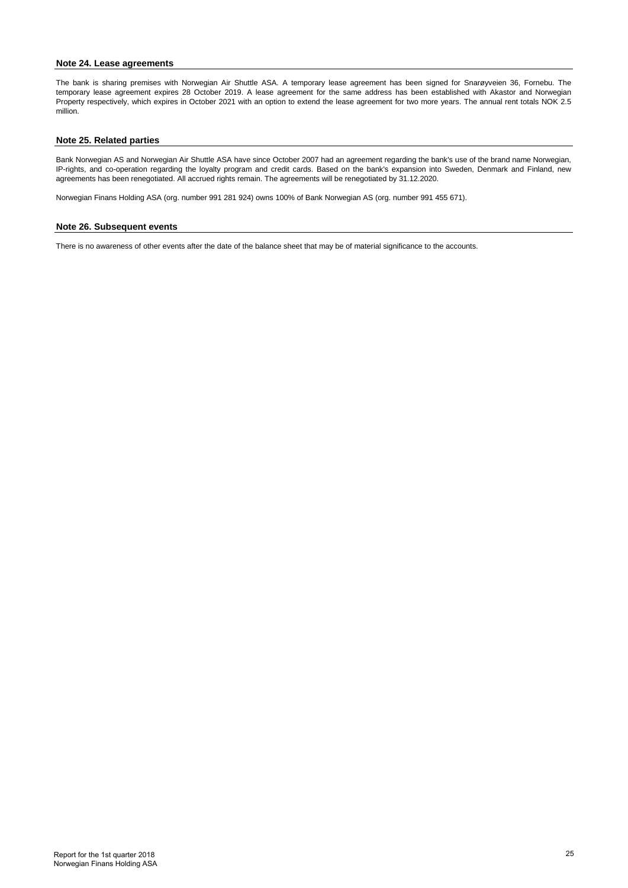### Note 24. Lease agreements

The bank is sharing premises with Norwegian Air Shuttle ASA. A temporary lease agreement has been signed for Snarøyveien 36, Fornebu. The temporary lease agreement expires 28 October 2019. A lease agreement for the same address has been established with Akastor and Norwegian Property respectively, which expires in October 2021 with an option to extend the lease agreement for two more years. The annual rent totals NOK 2.5 million.

### Note 25. Related parties

Bank Norwegian AS and Norwegian Air Shuttle ASA have since October 2007 had an agreement regarding the bank's use of the brand name Norwegian, IP-rights, and co-operation regarding the loyalty program and credit cards. Based on the bank's expansion into Sweden, Denmark and Finland, new agreements has been renegotiated. All accrued rights remain. The agreements will be renegotiated by 31.12.2020.

Norwegian Finans Holding ASA (org. number 991 281 924) owns 100% of Bank Norwegian AS (org. number 991 455 671).

### Note 26. Subsequent events

There is no awareness of other events after the date of the balance sheet that may be of material significance to the accounts.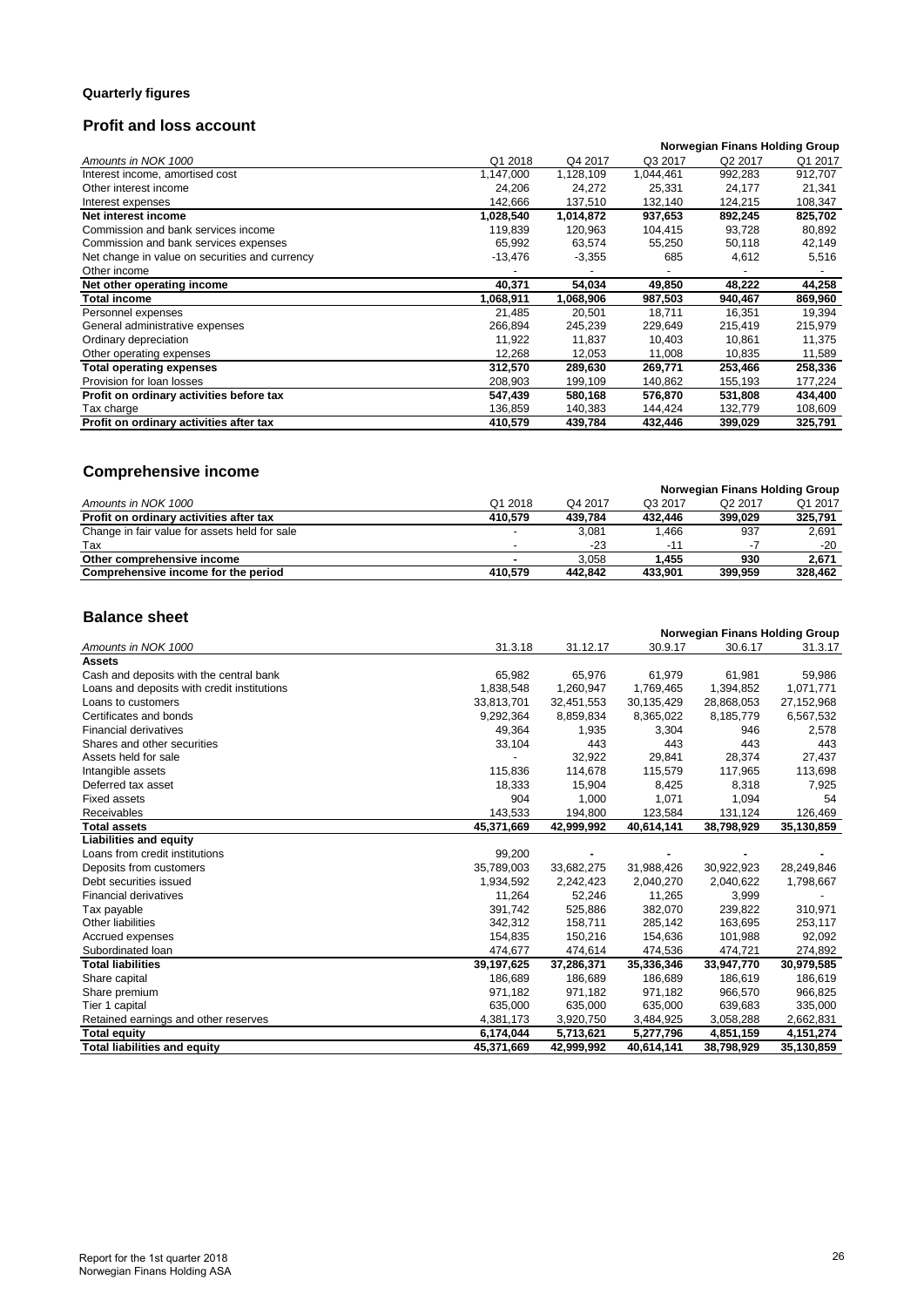## Quarterly figures

### Profit and loss account

| | | | Norwegian Finans Holding Group | | |
|---|---|---|---|---|---|
| *Amounts in NOK 1000* | Q1 2018 | Q4 2017 | Q3 2017 | Q2 2017 | Q1 2017 |
| Interest income, amortised cost | 1,147,000 | 1,128,109 | 1,044,461 | 992,283 | 912,707 |
| Other interest income | 24,206 | 24,272 | 25,331 | 24,177 | 21,341 |
| Interest expenses | 142,666 | 137,510 | 132,140 | 124,215 | 108,347 |
| **Net interest income** | **1,028,540** | **1,014,872** | **937,653** | **892,245** | **825,702** |
| Commission and bank services income | 119,839 | 120,963 | 104,415 | 93,728 | 80,892 |
| Commission and bank services expenses | 65,992 | 63,574 | 55,250 | 50,118 | 42,149 |
| Net change in value on securities and currency | -13,476 | -3,355 | 685 | 4,612 | 5,516 |
| Other income | - | - | - | - | - |
| **Net other operating income** | **40,371** | **54,034** | **49,850** | **48,222** | **44,258** |
| **Total income** | **1,068,911** | **1,068,906** | **987,503** | **940,467** | **869,960** |
| Personnel expenses | 21,485 | 20,501 | 18,711 | 16,351 | 19,394 |
| General administrative expenses | 266,894 | 245,239 | 229,649 | 215,419 | 215,979 |
| Ordinary depreciation | 11,922 | 11,837 | 10,403 | 10,861 | 11,375 |
| Other operating expenses | 12,268 | 12,053 | 11,008 | 10,835 | 11,589 |
| **Total operating expenses** | **312,570** | **289,630** | **269,771** | **253,466** | **258,336** |
| Provision for loan losses | 208,903 | 199,109 | 140,862 | 155,193 | 177,224 |
| **Profit on ordinary activities before tax** | **547,439** | **580,168** | **576,870** | **531,808** | **434,400** |
| Tax charge | 136,859 | 140,383 | 144,424 | 132,779 | 108,609 |
| **Profit on ordinary activities after tax** | **410,579** | **439,784** | **432,446** | **399,029** | **325,791** |

### Comprehensive income

| | | | Norwegian Finans Holding Group | | |
|---|---|---|---|---|---|
| *Amounts in NOK 1000* | Q1 2018 | Q4 2017 | Q3 2017 | Q2 2017 | Q1 2017 |
| **Profit on ordinary activities after tax** | **410,579** | **439,784** | **432,446** | **399,029** | **325,791** |
| Change in fair value for assets held for sale | - | 3,081 | 1,466 | 937 | 2,691 |
| Tax | - | -23 | -11 | -7 | -20 |
| **Other comprehensive income** | **-** | **3,058** | **1,455** | **930** | **2,671** |
| **Comprehensive income for the period** | **410,579** | **442,842** | **433,901** | **399,959** | **328,462** |

### Balance sheet

| | | | Norwegian Finans Holding Group | | |
|---|---|---|---|---|---|
| *Amounts in NOK 1000* | 31.3.18 | 31.12.17 | 30.9.17 | 30.6.17 | 31.3.17 |
| **Assets** | | | | | |
| Cash and deposits with the central bank | 65,982 | 65,976 | 61,979 | 61,981 | 59,986 |
| Loans and deposits with credit institutions | 1,838,548 | 1,260,947 | 1,769,465 | 1,394,852 | 1,071,771 |
| Loans to customers | 33,813,701 | 32,451,553 | 30,135,429 | 28,868,053 | 27,152,968 |
| Certificates and bonds | 9,292,364 | 8,859,834 | 8,365,022 | 8,185,779 | 6,567,532 |
| Financial derivatives | 49,364 | 1,935 | 3,304 | 946 | 2,578 |
| Shares and other securities | 33,104 | 443 | 443 | 443 | 443 |
| Assets held for sale | - | 32,922 | 29,841 | 28,374 | 27,437 |
| Intangible assets | 115,836 | 114,678 | 115,579 | 117,965 | 113,698 |
| Deferred tax asset | 18,333 | 15,904 | 8,425 | 8,318 | 7,925 |
| Fixed assets | 904 | 1,000 | 1,071 | 1,094 | 54 |
| Receivables | 143,533 | 194,800 | 123,584 | 131,124 | 126,469 |
| **Total assets** | **45,371,669** | **42,999,992** | **40,614,141** | **38,798,929** | **35,130,859** |
| **Liabilities and equity** | | | | | |
| Loans from credit institutions | 99,200 | - | - | - | - |
| Deposits from customers | 35,789,003 | 33,682,275 | 31,988,426 | 30,922,923 | 28,249,846 |
| Debt securities issued | 1,934,592 | 2,242,423 | 2,040,270 | 2,040,622 | 1,798,667 |
| Financial derivatives | 11,264 | 52,246 | 11,265 | 3,999 | - |
| Tax payable | 391,742 | 525,886 | 382,070 | 239,822 | 310,971 |
| Other liabilities | 342,312 | 158,711 | 285,142 | 163,695 | 253,117 |
| Accrued expenses | 154,835 | 150,216 | 154,636 | 101,988 | 92,092 |
| Subordinated loan | 474,677 | 474,614 | 474,536 | 474,721 | 274,892 |
| **Total liabilities** | **39,197,625** | **37,286,371** | **35,336,346** | **33,947,770** | **30,979,585** |
| Share capital | 186,689 | 186,689 | 186,689 | 186,619 | 186,619 |
| Share premium | 971,182 | 971,182 | 971,182 | 966,570 | 966,825 |
| Tier 1 capital | 635,000 | 635,000 | 635,000 | 639,683 | 335,000 |
| Retained earnings and other reserves | 4,381,173 | 3,920,750 | 3,484,925 | 3,058,288 | 2,662,831 |
| **Total equity** | **6,174,044** | **5,713,621** | **5,277,796** | **4,851,159** | **4,151,274** |
| **Total liabilities and equity** | **45,371,669** | **42,999,992** | **40,614,141** | **38,798,929** | **35,130,859** |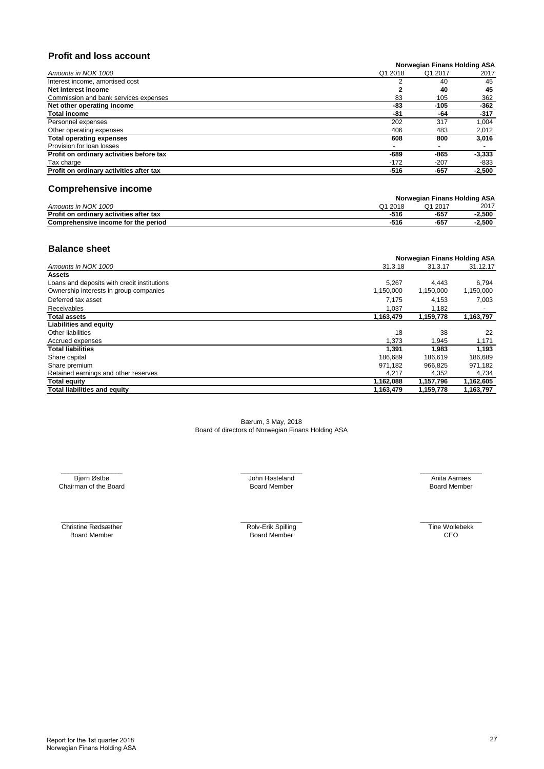## Profit and loss account

| Amounts in NOK 1000 | Q1 2018 | Q1 2017 | 2017 |
|---|---|---|---|
| | **Norwegian Finans Holding ASA** | | |
| Interest income, amortised cost | 2 | 40 | 45 |
| **Net interest income** | **2** | **40** | **45** |
| Commission and bank services expenses | 83 | 105 | 362 |
| **Net other operating income** | **-83** | **-105** | **-362** |
| **Total income** | **-81** | **-64** | **-317** |
| Personnel expenses | 202 | 317 | 1,004 |
| Other operating expenses | 406 | 483 | 2,012 |
| **Total operating expenses** | **608** | **800** | **3,016** |
| Provision for loan losses | - | - | - |
| **Profit on ordinary activities before tax** | **-689** | **-865** | **-3,333** |
| Tax charge | -172 | -207 | -833 |
| **Profit on ordinary activities after tax** | **-516** | **-657** | **-2,500** |

## Comprehensive income

| Amounts in NOK 1000 | Q1 2018 | Q1 2017 | 2017 |
|---|---|---|---|
| | **Norwegian Finans Holding ASA** | | |
| **Profit on ordinary activities after tax** | **-516** | **-657** | **-2,500** |
| **Comprehensive income for the period** | **-516** | **-657** | **-2,500** |

## Balance sheet

| Amounts in NOK 1000 | 31.3.18 | 31.3.17 | 31.12.17 |
|---|---|---|---|
| | **Norwegian Finans Holding ASA** | | |
| **Assets** | | | |
| Loans and deposits with credit institutions | 5,267 | 4,443 | 6,794 |
| Ownership interests in group companies | 1,150,000 | 1,150,000 | 1,150,000 |
| Deferred tax asset | 7,175 | 4,153 | 7,003 |
| Receivables | 1,037 | 1,182 | - |
| **Total assets** | **1,163,479** | **1,159,778** | **1,163,797** |
| **Liabilities and equity** | | | |
| Other liabilities | 18 | 38 | 22 |
| Accrued expenses | 1,373 | 1,945 | 1,171 |
| **Total liabilities** | **1,391** | **1,983** | **1,193** |
| Share capital | 186,689 | 186,619 | 186,689 |
| Share premium | 971,182 | 966,825 | 971,182 |
| Retained earnings and other reserves | 4,217 | 4,352 | 4,734 |
| **Total equity** | **1,162,088** | **1,157,796** | **1,162,605** |
| **Total liabilities and equity** | **1,163,479** | **1,159,778** | **1,163,797** |

Bærum, 3 May, 2018
Board of directors of Norwegian Finans Holding ASA

| | | |
|---|---|---|
| Bjørn Østbø<br>Chairman of the Board | John Høsteland<br>Board Member | Anita Aarnæs<br>Board Member |
| Christine Rødsæther<br>Board Member | Rolv-Erik Spilling<br>Board Member | Tine Wollebekk<br>CEO |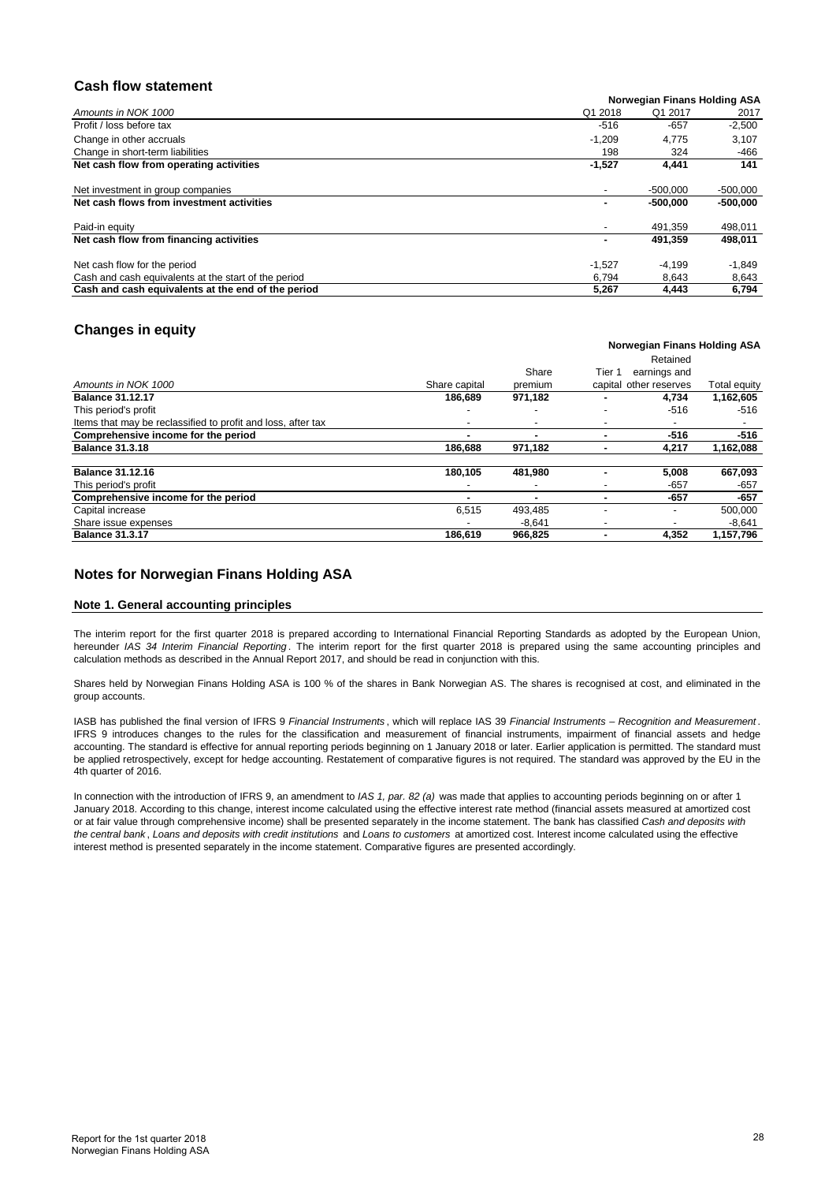## Cash flow statement

| Amounts in NOK 1000 | Q1 2018 | Q1 2017 | 2017 |
|---|---|---|---|
| | **Norwegian Finans Holding ASA** | | |
| Profit / loss before tax | -516 | -657 | -2,500 |
| Change in other accruals | -1,209 | 4,775 | 3,107 |
| Change in short-term liabilities | 198 | 324 | -466 |
| **Net cash flow from operating activities** | **-1,527** | **4,441** | **141** |
| Net investment in group companies | - | -500,000 | -500,000 |
| **Net cash flows from investment activities** | **-** | **-500,000** | **-500,000** |
| Paid-in equity | - | 491,359 | 498,011 |
| **Net cash flow from financing activities** | **-** | **491,359** | **498,011** |
| Net cash flow for the period | -1,527 | -4,199 | -1,849 |
| Cash and cash equivalents at the start of the period | 6,794 | 8,643 | 8,643 |
| **Cash and cash equivalents at the end of the period** | **5,267** | **4,443** | **6,794** |

## Changes in equity

| Amounts in NOK 1000 | Share capital | Share premium | Tier 1 capital | Retained earnings and other reserves | Total equity |
|---|---|---|---|---|---|
| | **Norwegian Finans Holding ASA** | | | | |
| **Balance 31.12.17** | **186,689** | **971,182** | **-** | **4,734** | **1,162,605** |
| This period's profit | - | - | - | -516 | -516 |
| Items that may be reclassified to profit and loss, after tax | - | - | - | - | - |
| **Comprehensive income for the period** | **-** | **-** | **-** | **-516** | **-516** |
| **Balance 31.3.18** | **186,688** | **971,182** | **-** | **4,217** | **1,162,088** |
| | | | | | |
| **Balance 31.12.16** | **180,105** | **481,980** | **-** | **5,008** | **667,093** |
| This period's profit | - | - | - | -657 | -657 |
| **Comprehensive income for the period** | **-** | **-** | **-** | **-657** | **-657** |
| Capital increase | 6,515 | 493,485 | - | - | 500,000 |
| Share issue expenses | - | -8,641 | - | - | -8,641 |
| **Balance 31.3.17** | **186,619** | **966,825** | **-** | **4,352** | **1,157,796** |

## Notes for Norwegian Finans Holding ASA

### Note 1. General accounting principles

The interim report for the first quarter 2018 is prepared according to International Financial Reporting Standards as adopted by the European Union, hereunder *IAS 34 Interim Financial Reporting*. The interim report for the first quarter 2018 is prepared using the same accounting principles and calculation methods as described in the Annual Report 2017, and should be read in conjunction with this.

Shares held by Norwegian Finans Holding ASA is 100 % of the shares in Bank Norwegian AS. The shares is recognised at cost, and eliminated in the group accounts.

IASB has published the final version of IFRS 9 *Financial Instruments*, which will replace IAS 39 *Financial Instruments – Recognition and Measurement*. IFRS 9 introduces changes to the rules for the classification and measurement of financial instruments, impairment of financial assets and hedge accounting. The standard is effective for annual reporting periods beginning on 1 January 2018 or later. Earlier application is permitted. The standard must be applied retrospectively, except for hedge accounting. Restatement of comparative figures is not required. The standard was approved by the EU in the 4th quarter of 2016.

In connection with the introduction of IFRS 9, an amendment to *IAS 1, par. 82 (a)* was made that applies to accounting periods beginning on or after 1 January 2018. According to this change, interest income calculated using the effective interest rate method (financial assets measured at amortized cost or at fair value through comprehensive income) shall be presented separately in the income statement. The bank has classified *Cash and deposits with the central bank*, *Loans and deposits with credit institutions* and *Loans to customers* at amortized cost. Interest income calculated using the effective interest method is presented separately in the income statement. Comparative figures are presented accordingly.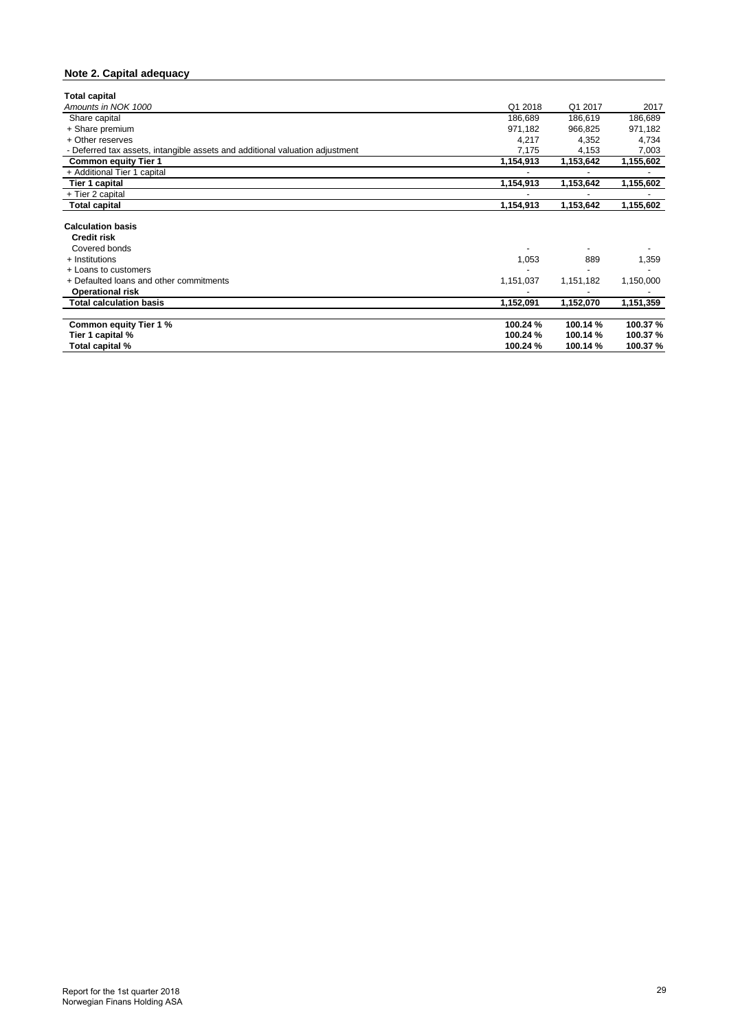## Note 2. Capital adequacy

| Total capital | | | |
|---|---|---|---|
| *Amounts in NOK 1000* | Q1 2018 | Q1 2017 | 2017 |
| Share capital | 186,689 | 186,619 | 186,689 |
| + Share premium | 971,182 | 966,825 | 971,182 |
| + Other reserves | 4,217 | 4,352 | 4,734 |
| - Deferred tax assets, intangible assets and additional valuation adjustment | 7,175 | 4,153 | 7,003 |
| **Common equity Tier 1** | **1,154,913** | **1,153,642** | **1,155,602** |
| + Additional Tier 1 capital | - | - | - |
| **Tier 1 capital** | **1,154,913** | **1,153,642** | **1,155,602** |
| + Tier 2 capital | - | - | - |
| **Total capital** | **1,154,913** | **1,153,642** | **1,155,602** |
| | | | |
| **Calculation basis** | | | |
| **Credit risk** | | | |
| Covered bonds | - | - | - |
| + Institutions | 1,053 | 889 | 1,359 |
| + Loans to customers | - | - | - |
| + Defaulted loans and other commitments | 1,151,037 | 1,151,182 | 1,150,000 |
| **Operational risk** | - | - | - |
| **Total calculation basis** | **1,152,091** | **1,152,070** | **1,151,359** |
| | | | |
| **Common equity Tier 1 %** | **100.24 %** | **100.14 %** | **100.37 %** |
| **Tier 1 capital %** | **100.24 %** | **100.14 %** | **100.37 %** |
| **Total capital %** | **100.24 %** | **100.14 %** | **100.37 %** |